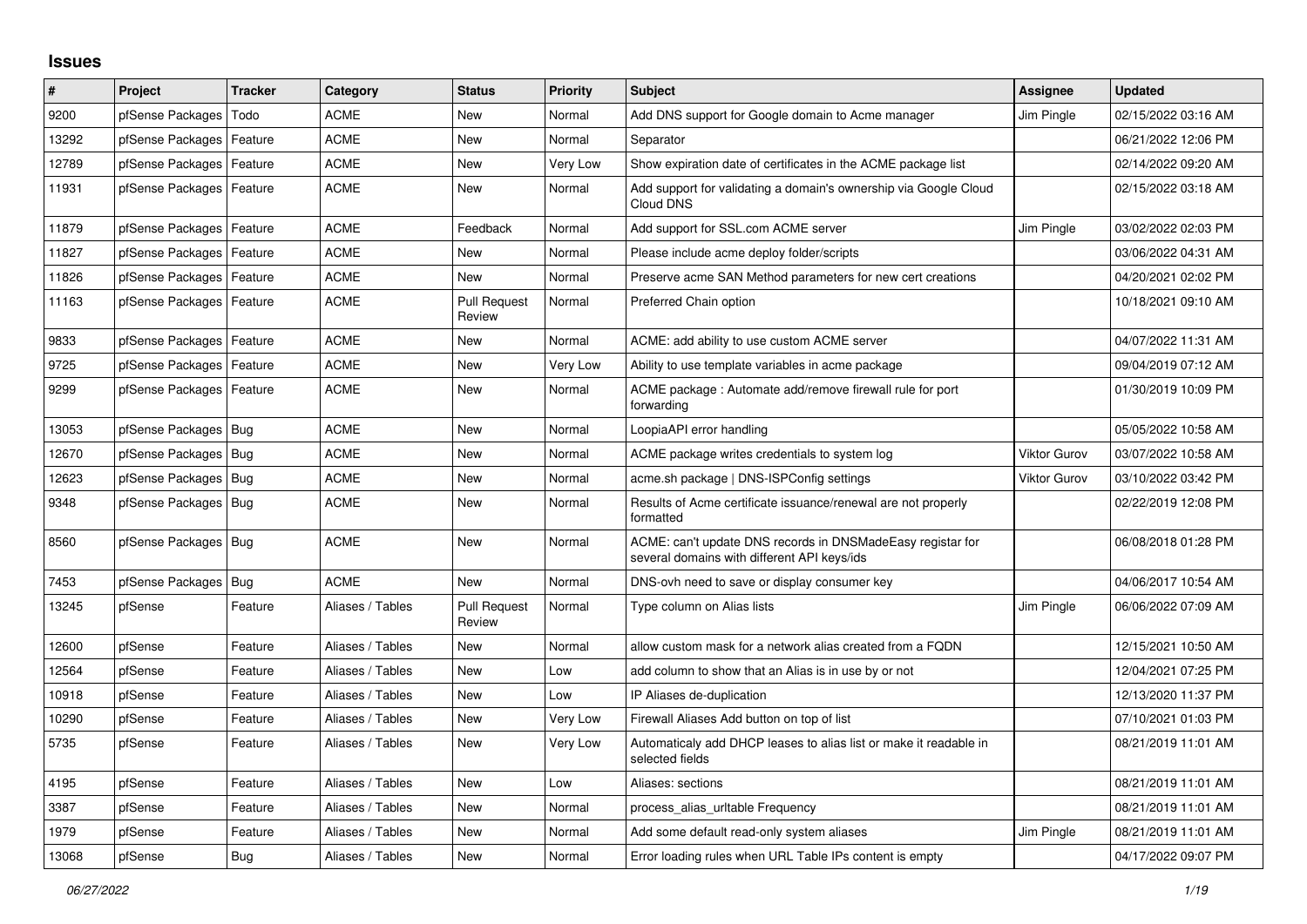## Issues

| # | Project | Tracker | Category | Status | Priority | Subject | Assignee | Updated |
|---|---|---|---|---|---|---|---|---|
| 9200 | pfSense Packages | Todo | ACME | New | Normal | Add DNS support for Google domain to Acme manager | Jim Pingle | 02/15/2022 03:16 AM |
| 13292 | pfSense Packages | Feature | ACME | New | Normal | Separator | | 06/21/2022 12:06 PM |
| 12789 | pfSense Packages | Feature | ACME | New | Very Low | Show expiration date of certificates in the ACME package list | | 02/14/2022 09:20 AM |
| 11931 | pfSense Packages | Feature | ACME | New | Normal | Add support for validating a domain's ownership via Google Cloud Cloud DNS | | 02/15/2022 03:18 AM |
| 11879 | pfSense Packages | Feature | ACME | Feedback | Normal | Add support for SSL.com ACME server | Jim Pingle | 03/02/2022 02:03 PM |
| 11827 | pfSense Packages | Feature | ACME | New | Normal | Please include acme deploy folder/scripts | | 03/06/2022 04:31 AM |
| 11826 | pfSense Packages | Feature | ACME | New | Normal | Preserve acme SAN Method parameters for new cert creations | | 04/20/2021 02:02 PM |
| 11163 | pfSense Packages | Feature | ACME | Pull Request Review | Normal | Preferred Chain option | | 10/18/2021 09:10 AM |
| 9833 | pfSense Packages | Feature | ACME | New | Normal | ACME: add ability to use custom ACME server | | 04/07/2022 11:31 AM |
| 9725 | pfSense Packages | Feature | ACME | New | Very Low | Ability to use template variables in acme package | | 09/04/2019 07:12 AM |
| 9299 | pfSense Packages | Feature | ACME | New | Normal | ACME package : Automate add/remove firewall rule for port forwarding | | 01/30/2019 10:09 PM |
| 13053 | pfSense Packages | Bug | ACME | New | Normal | LoopiaAPI error handling | | 05/05/2022 10:58 AM |
| 12670 | pfSense Packages | Bug | ACME | New | Normal | ACME package writes credentials to system log | Viktor Gurov | 03/07/2022 10:58 AM |
| 12623 | pfSense Packages | Bug | ACME | New | Normal | acme.sh package \| DNS-ISPConfig settings | Viktor Gurov | 03/10/2022 03:42 PM |
| 9348 | pfSense Packages | Bug | ACME | New | Normal | Results of Acme certificate issuance/renewal are not properly formatted | | 02/22/2019 12:08 PM |
| 8560 | pfSense Packages | Bug | ACME | New | Normal | ACME: can't update DNS records in DNSMadeEasy registar for several domains with different API keys/ids | | 06/08/2018 01:28 PM |
| 7453 | pfSense Packages | Bug | ACME | New | Normal | DNS-ovh need to save or display consumer key | | 04/06/2017 10:54 AM |
| 13245 | pfSense | Feature | Aliases / Tables | Pull Request Review | Normal | Type column on Alias lists | Jim Pingle | 06/06/2022 07:09 AM |
| 12600 | pfSense | Feature | Aliases / Tables | New | Normal | allow custom mask for a network alias created from a FQDN | | 12/15/2021 10:50 AM |
| 12564 | pfSense | Feature | Aliases / Tables | New | Low | add column to show that an Alias is in use by or not | | 12/04/2021 07:25 PM |
| 10918 | pfSense | Feature | Aliases / Tables | New | Low | IP Aliases de-duplication | | 12/13/2020 11:37 PM |
| 10290 | pfSense | Feature | Aliases / Tables | New | Very Low | Firewall Aliases Add button on top of list | | 07/10/2021 01:03 PM |
| 5735 | pfSense | Feature | Aliases / Tables | New | Very Low | Automaticaly add DHCP leases to alias list or make it readable in selected fields | | 08/21/2019 11:01 AM |
| 4195 | pfSense | Feature | Aliases / Tables | New | Low | Aliases: sections | | 08/21/2019 11:01 AM |
| 3387 | pfSense | Feature | Aliases / Tables | New | Normal | process_alias_urltable Frequency | | 08/21/2019 11:01 AM |
| 1979 | pfSense | Feature | Aliases / Tables | New | Normal | Add some default read-only system aliases | Jim Pingle | 08/21/2019 11:01 AM |
| 13068 | pfSense | Bug | Aliases / Tables | New | Normal | Error loading rules when URL Table IPs content is empty | | 04/17/2022 09:07 PM |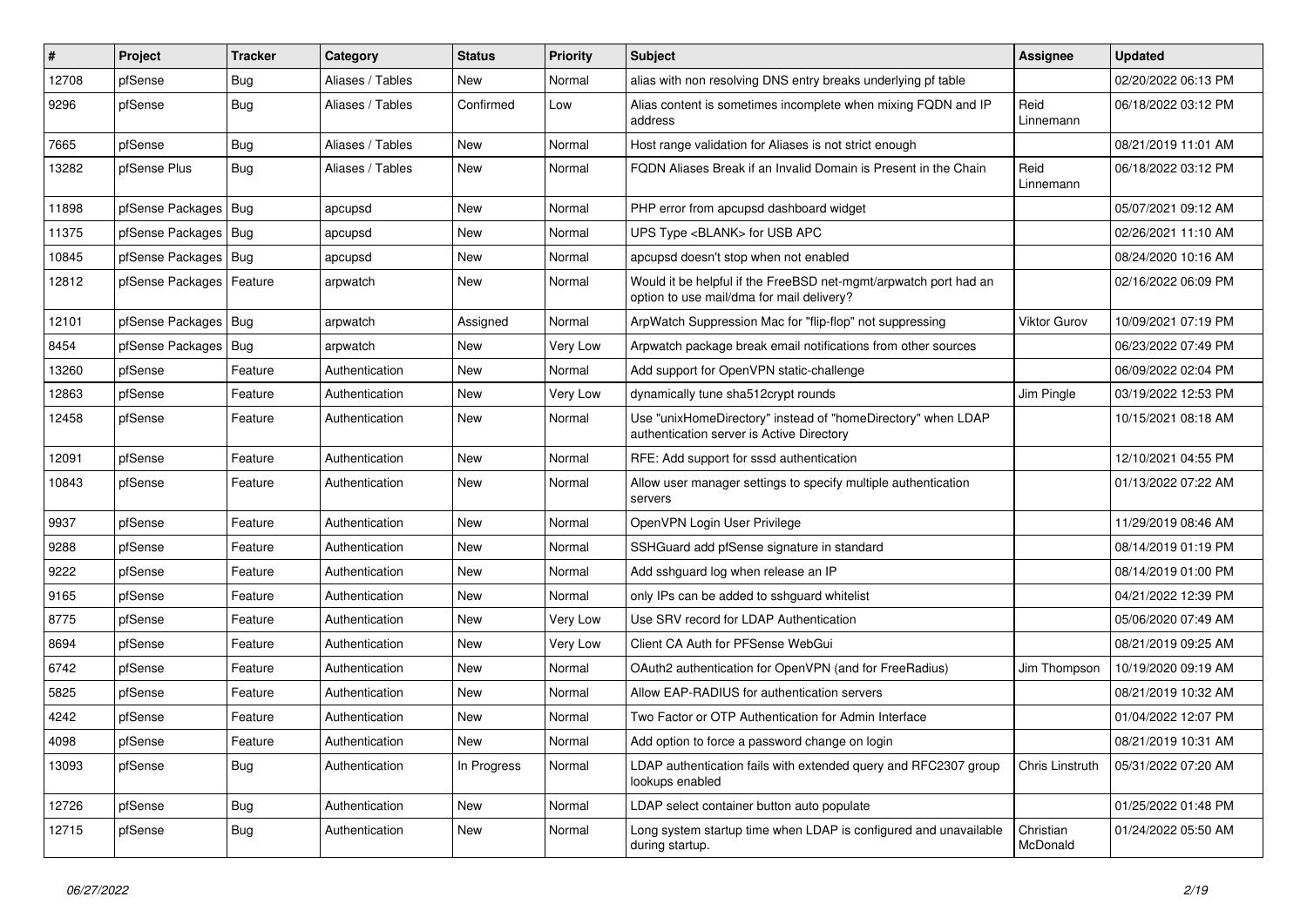| # | Project | Tracker | Category | Status | Priority | Subject | Assignee | Updated |
|---|---|---|---|---|---|---|---|---|
| 12708 | pfSense | Bug | Aliases / Tables | New | Normal | alias with non resolving DNS entry breaks underlying pf table | | 02/20/2022 06:13 PM |
| 9296 | pfSense | Bug | Aliases / Tables | Confirmed | Low | Alias content is sometimes incomplete when mixing FQDN and IP address | Reid Linnemann | 06/18/2022 03:12 PM |
| 7665 | pfSense | Bug | Aliases / Tables | New | Normal | Host range validation for Aliases is not strict enough | | 08/21/2019 11:01 AM |
| 13282 | pfSense Plus | Bug | Aliases / Tables | New | Normal | FQDN Aliases Break if an Invalid Domain is Present in the Chain | Reid Linnemann | 06/18/2022 03:12 PM |
| 11898 | pfSense Packages | Bug | apcupsd | New | Normal | PHP error from apcupsd dashboard widget | | 05/07/2021 09:12 AM |
| 11375 | pfSense Packages | Bug | apcupsd | New | Normal | UPS Type <BLANK> for USB APC | | 02/26/2021 11:10 AM |
| 10845 | pfSense Packages | Bug | apcupsd | New | Normal | apcupsd doesn't stop when not enabled | | 08/24/2020 10:16 AM |
| 12812 | pfSense Packages | Feature | arpwatch | New | Normal | Would it be helpful if the FreeBSD net-mgmt/arpwatch port had an option to use mail/dma for mail delivery? | | 02/16/2022 06:09 PM |
| 12101 | pfSense Packages | Bug | arpwatch | Assigned | Normal | ArpWatch Suppression Mac for "flip-flop" not suppressing | Viktor Gurov | 10/09/2021 07:19 PM |
| 8454 | pfSense Packages | Bug | arpwatch | New | Very Low | Arpwatch package break email notifications from other sources | | 06/23/2022 07:49 PM |
| 13260 | pfSense | Feature | Authentication | New | Normal | Add support for OpenVPN static-challenge | | 06/09/2022 02:04 PM |
| 12863 | pfSense | Feature | Authentication | New | Very Low | dynamically tune sha512crypt rounds | Jim Pingle | 03/19/2022 12:53 PM |
| 12458 | pfSense | Feature | Authentication | New | Normal | Use "unixHomeDirectory" instead of "homeDirectory" when LDAP authentication server is Active Directory | | 10/15/2021 08:18 AM |
| 12091 | pfSense | Feature | Authentication | New | Normal | RFE: Add support for sssd authentication | | 12/10/2021 04:55 PM |
| 10843 | pfSense | Feature | Authentication | New | Normal | Allow user manager settings to specify multiple authentication servers | | 01/13/2022 07:22 AM |
| 9937 | pfSense | Feature | Authentication | New | Normal | OpenVPN Login User Privilege | | 11/29/2019 08:46 AM |
| 9288 | pfSense | Feature | Authentication | New | Normal | SSHGuard add pfSense signature in standard | | 08/14/2019 01:19 PM |
| 9222 | pfSense | Feature | Authentication | New | Normal | Add sshguard log when release an IP | | 08/14/2019 01:00 PM |
| 9165 | pfSense | Feature | Authentication | New | Normal | only IPs can be added to sshguard whitelist | | 04/21/2022 12:39 PM |
| 8775 | pfSense | Feature | Authentication | New | Very Low | Use SRV record for LDAP Authentication | | 05/06/2020 07:49 AM |
| 8694 | pfSense | Feature | Authentication | New | Very Low | Client CA Auth for PFSense WebGui | | 08/21/2019 09:25 AM |
| 6742 | pfSense | Feature | Authentication | New | Normal | OAuth2 authentication for OpenVPN (and for FreeRadius) | Jim Thompson | 10/19/2020 09:19 AM |
| 5825 | pfSense | Feature | Authentication | New | Normal | Allow EAP-RADIUS for authentication servers | | 08/21/2019 10:32 AM |
| 4242 | pfSense | Feature | Authentication | New | Normal | Two Factor or OTP Authentication for Admin Interface | | 01/04/2022 12:07 PM |
| 4098 | pfSense | Feature | Authentication | New | Normal | Add option to force a password change on login | | 08/21/2019 10:31 AM |
| 13093 | pfSense | Bug | Authentication | In Progress | Normal | LDAP authentication fails with extended query and RFC2307 group lookups enabled | Chris Linstruth | 05/31/2022 07:20 AM |
| 12726 | pfSense | Bug | Authentication | New | Normal | LDAP select container button auto populate | | 01/25/2022 01:48 PM |
| 12715 | pfSense | Bug | Authentication | New | Normal | Long system startup time when LDAP is configured and unavailable during startup. | Christian McDonald | 01/24/2022 05:50 AM |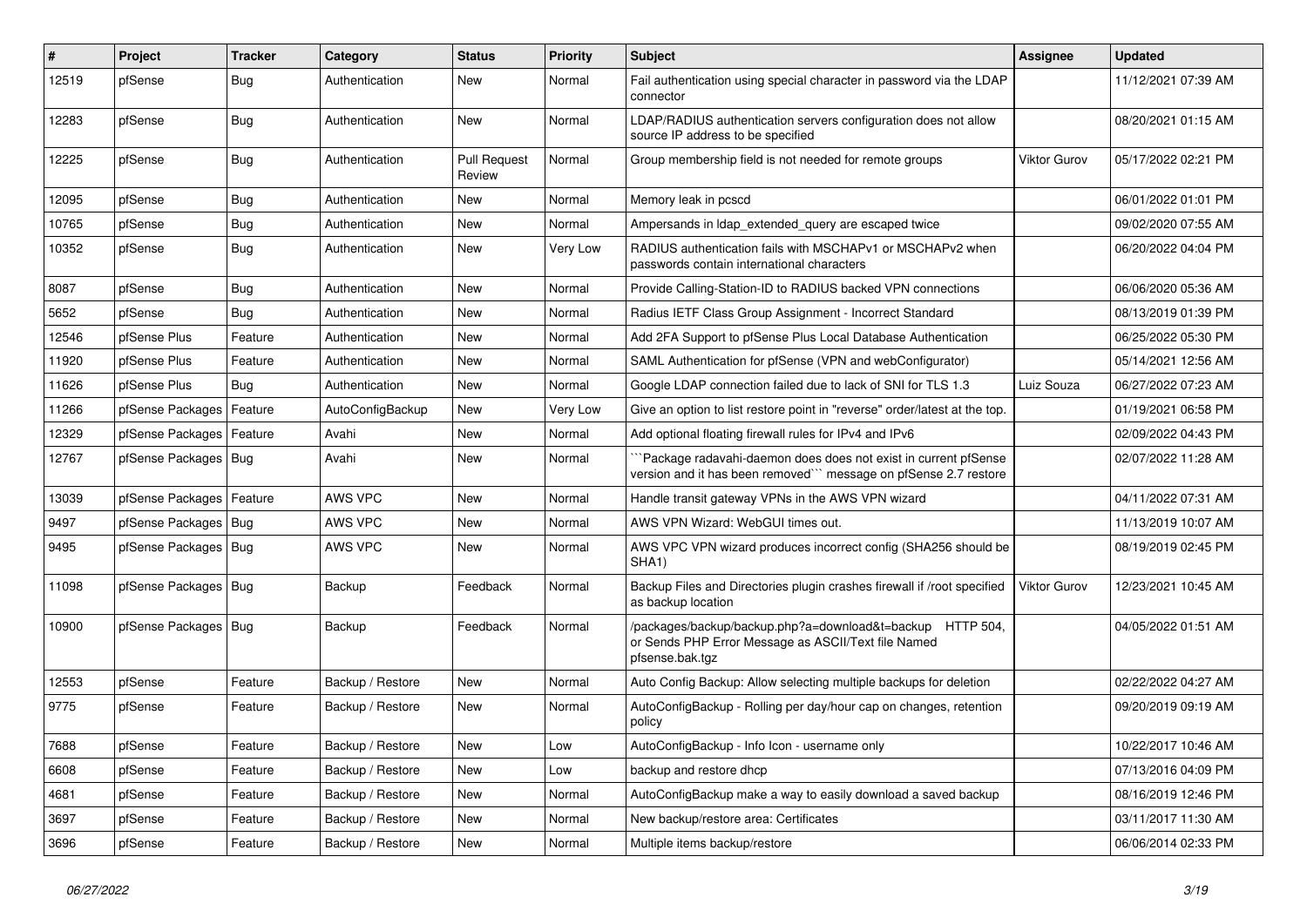| # | Project | Tracker | Category | Status | Priority | Subject | Assignee | Updated |
| --- | --- | --- | --- | --- | --- | --- | --- | --- |
| 12519 | pfSense | Bug | Authentication | New | Normal | Fail authentication using special character in password via the LDAP connector | | 11/12/2021 07:39 AM |
| 12283 | pfSense | Bug | Authentication | New | Normal | LDAP/RADIUS authentication servers configuration does not allow source IP address to be specified | | 08/20/2021 01:15 AM |
| 12225 | pfSense | Bug | Authentication | Pull Request Review | Normal | Group membership field is not needed for remote groups | Viktor Gurov | 05/17/2022 02:21 PM |
| 12095 | pfSense | Bug | Authentication | New | Normal | Memory leak in pcscd | | 06/01/2022 01:01 PM |
| 10765 | pfSense | Bug | Authentication | New | Normal | Ampersands in ldap_extended_query are escaped twice | | 09/02/2020 07:55 AM |
| 10352 | pfSense | Bug | Authentication | New | Very Low | RADIUS authentication fails with MSCHAPv1 or MSCHAPv2 when passwords contain international characters | | 06/20/2022 04:04 PM |
| 8087 | pfSense | Bug | Authentication | New | Normal | Provide Calling-Station-ID to RADIUS backed VPN connections | | 06/06/2020 05:36 AM |
| 5652 | pfSense | Bug | Authentication | New | Normal | Radius IETF Class Group Assignment - Incorrect Standard | | 08/13/2019 01:39 PM |
| 12546 | pfSense Plus | Feature | Authentication | New | Normal | Add 2FA Support to pfSense Plus Local Database Authentication | | 06/25/2022 05:30 PM |
| 11920 | pfSense Plus | Feature | Authentication | New | Normal | SAML Authentication for pfSense (VPN and webConfigurator) | | 05/14/2021 12:56 AM |
| 11626 | pfSense Plus | Bug | Authentication | New | Normal | Google LDAP connection failed due to lack of SNI for TLS 1.3 | Luiz Souza | 06/27/2022 07:23 AM |
| 11266 | pfSense Packages | Feature | AutoConfigBackup | New | Very Low | Give an option to list restore point in "reverse" order/latest at the top. | | 01/19/2021 06:58 PM |
| 12329 | pfSense Packages | Feature | Avahi | New | Normal | Add optional floating firewall rules for IPv4 and IPv6 | | 02/09/2022 04:43 PM |
| 12767 | pfSense Packages | Bug | Avahi | New | Normal | ```Package radavahi-daemon does does not exist in current pfSense version and it has been removed``` message on pfSense 2.7 restore | | 02/07/2022 11:28 AM |
| 13039 | pfSense Packages | Feature | AWS VPC | New | Normal | Handle transit gateway VPNs in the AWS VPN wizard | | 04/11/2022 07:31 AM |
| 9497 | pfSense Packages | Bug | AWS VPC | New | Normal | AWS VPN Wizard: WebGUI times out. | | 11/13/2019 10:07 AM |
| 9495 | pfSense Packages | Bug | AWS VPC | New | Normal | AWS VPC VPN wizard produces incorrect config (SHA256 should be SHA1) | | 08/19/2019 02:45 PM |
| 11098 | pfSense Packages | Bug | Backup | Feedback | Normal | Backup Files and Directories plugin crashes firewall if /root specified as backup location | Viktor Gurov | 12/23/2021 10:45 AM |
| 10900 | pfSense Packages | Bug | Backup | Feedback | Normal | /packages/backup/backup.php?a=download&t=backup HTTP 504, or Sends PHP Error Message as ASCII/Text file Named pfsense.bak.tgz | | 04/05/2022 01:51 AM |
| 12553 | pfSense | Feature | Backup / Restore | New | Normal | Auto Config Backup: Allow selecting multiple backups for deletion | | 02/22/2022 04:27 AM |
| 9775 | pfSense | Feature | Backup / Restore | New | Normal | AutoConfigBackup - Rolling per day/hour cap on changes, retention policy | | 09/20/2019 09:19 AM |
| 7688 | pfSense | Feature | Backup / Restore | New | Low | AutoConfigBackup - Info Icon - username only | | 10/22/2017 10:46 AM |
| 6608 | pfSense | Feature | Backup / Restore | New | Low | backup and restore dhcp | | 07/13/2016 04:09 PM |
| 4681 | pfSense | Feature | Backup / Restore | New | Normal | AutoConfigBackup make a way to easily download a saved backup | | 08/16/2019 12:46 PM |
| 3697 | pfSense | Feature | Backup / Restore | New | Normal | New backup/restore area: Certificates | | 03/11/2017 11:30 AM |
| 3696 | pfSense | Feature | Backup / Restore | New | Normal | Multiple items backup/restore | | 06/06/2014 02:33 PM |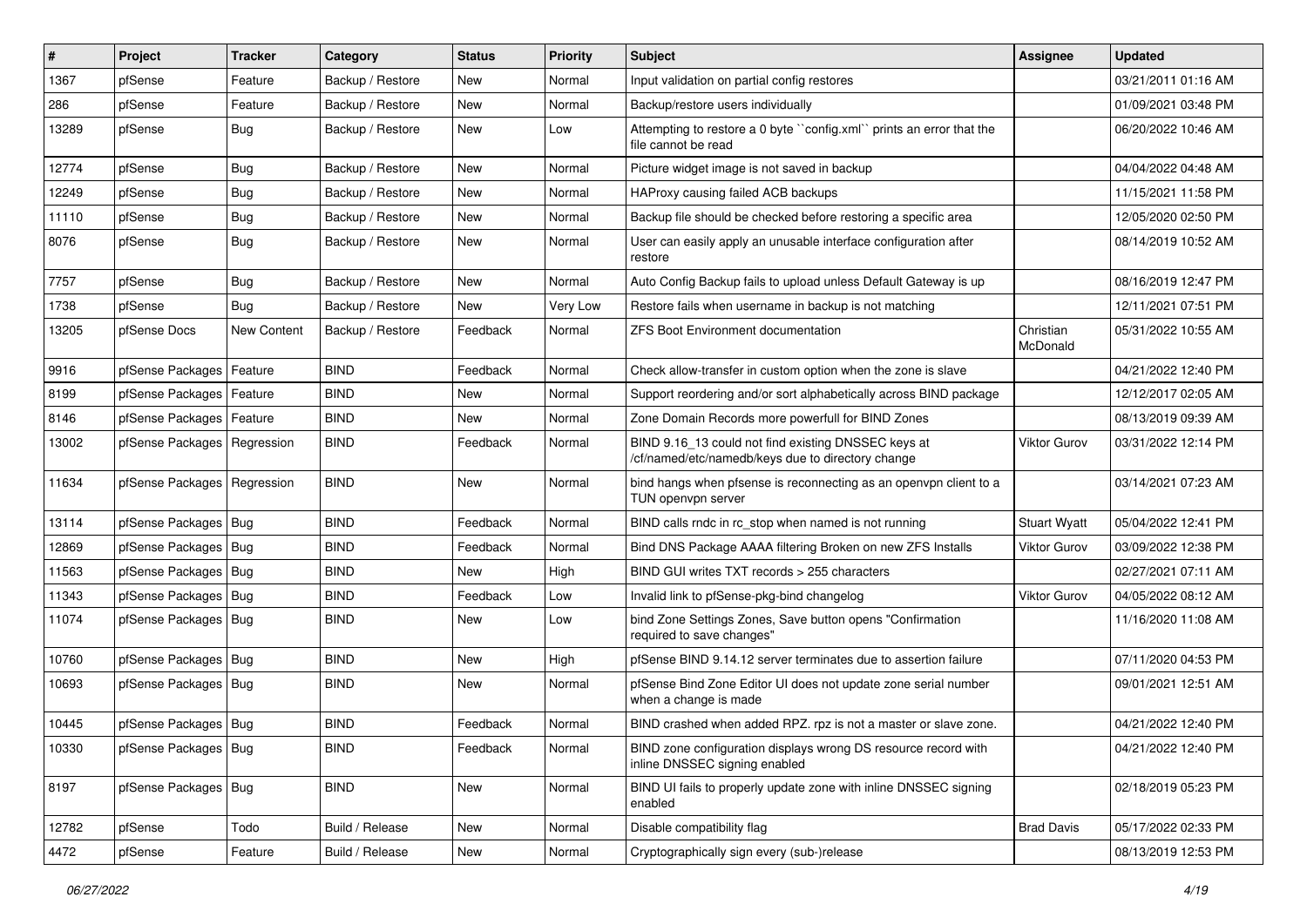| # | Project | Tracker | Category | Status | Priority | Subject | Assignee | Updated |
|---|---|---|---|---|---|---|---|---|
| 1367 | pfSense | Feature | Backup / Restore | New | Normal | Input validation on partial config restores | | 03/21/2011 01:16 AM |
| 286 | pfSense | Feature | Backup / Restore | New | Normal | Backup/restore users individually | | 01/09/2021 03:48 PM |
| 13289 | pfSense | Bug | Backup / Restore | New | Low | Attempting to restore a 0 byte ``config.xml`` prints an error that the file cannot be read | | 06/20/2022 10:46 AM |
| 12774 | pfSense | Bug | Backup / Restore | New | Normal | Picture widget image is not saved in backup | | 04/04/2022 04:48 AM |
| 12249 | pfSense | Bug | Backup / Restore | New | Normal | HAProxy causing failed ACB backups | | 11/15/2021 11:58 PM |
| 11110 | pfSense | Bug | Backup / Restore | New | Normal | Backup file should be checked before restoring a specific area | | 12/05/2020 02:50 PM |
| 8076 | pfSense | Bug | Backup / Restore | New | Normal | User can easily apply an unusable interface configuration after restore | | 08/14/2019 10:52 AM |
| 7757 | pfSense | Bug | Backup / Restore | New | Normal | Auto Config Backup fails to upload unless Default Gateway is up | | 08/16/2019 12:47 PM |
| 1738 | pfSense | Bug | Backup / Restore | New | Very Low | Restore fails when username in backup is not matching | | 12/11/2021 07:51 PM |
| 13205 | pfSense Docs | New Content | Backup / Restore | Feedback | Normal | ZFS Boot Environment documentation | Christian McDonald | 05/31/2022 10:55 AM |
| 9916 | pfSense Packages | Feature | BIND | Feedback | Normal | Check allow-transfer in custom option when the zone is slave | | 04/21/2022 12:40 PM |
| 8199 | pfSense Packages | Feature | BIND | New | Normal | Support reordering and/or sort alphabetically across BIND package | | 12/12/2017 02:05 AM |
| 8146 | pfSense Packages | Feature | BIND | New | Normal | Zone Domain Records more powerfull for BIND Zones | | 08/13/2019 09:39 AM |
| 13002 | pfSense Packages | Regression | BIND | Feedback | Normal | BIND 9.16_13 could not find existing DNSSEC keys at /cf/named/etc/namedb/keys due to directory change | Viktor Gurov | 03/31/2022 12:14 PM |
| 11634 | pfSense Packages | Regression | BIND | New | Normal | bind hangs when pfsense is reconnecting as an openvpn client to a TUN openvpn server | | 03/14/2021 07:23 AM |
| 13114 | pfSense Packages | Bug | BIND | Feedback | Normal | BIND calls rndc in rc_stop when named is not running | Stuart Wyatt | 05/04/2022 12:41 PM |
| 12869 | pfSense Packages | Bug | BIND | Feedback | Normal | Bind DNS Package AAAA filtering Broken on new ZFS Installs | Viktor Gurov | 03/09/2022 12:38 PM |
| 11563 | pfSense Packages | Bug | BIND | New | High | BIND GUI writes TXT records > 255 characters | | 02/27/2021 07:11 AM |
| 11343 | pfSense Packages | Bug | BIND | Feedback | Low | Invalid link to pfSense-pkg-bind changelog | Viktor Gurov | 04/05/2022 08:12 AM |
| 11074 | pfSense Packages | Bug | BIND | New | Low | bind Zone Settings Zones, Save button opens "Confirmation required to save changes" | | 11/16/2020 11:08 AM |
| 10760 | pfSense Packages | Bug | BIND | New | High | pfSense BIND 9.14.12 server terminates due to assertion failure | | 07/11/2020 04:53 PM |
| 10693 | pfSense Packages | Bug | BIND | New | Normal | pfSense Bind Zone Editor UI does not update zone serial number when a change is made | | 09/01/2021 12:51 AM |
| 10445 | pfSense Packages | Bug | BIND | Feedback | Normal | BIND crashed when added RPZ. rpz is not a master or slave zone. | | 04/21/2022 12:40 PM |
| 10330 | pfSense Packages | Bug | BIND | Feedback | Normal | BIND zone configuration displays wrong DS resource record with inline DNSSEC signing enabled | | 04/21/2022 12:40 PM |
| 8197 | pfSense Packages | Bug | BIND | New | Normal | BIND UI fails to properly update zone with inline DNSSEC signing enabled | | 02/18/2019 05:23 PM |
| 12782 | pfSense | Todo | Build / Release | New | Normal | Disable compatibility flag | Brad Davis | 05/17/2022 02:33 PM |
| 4472 | pfSense | Feature | Build / Release | New | Normal | Cryptographically sign every (sub-)release | | 08/13/2019 12:53 PM |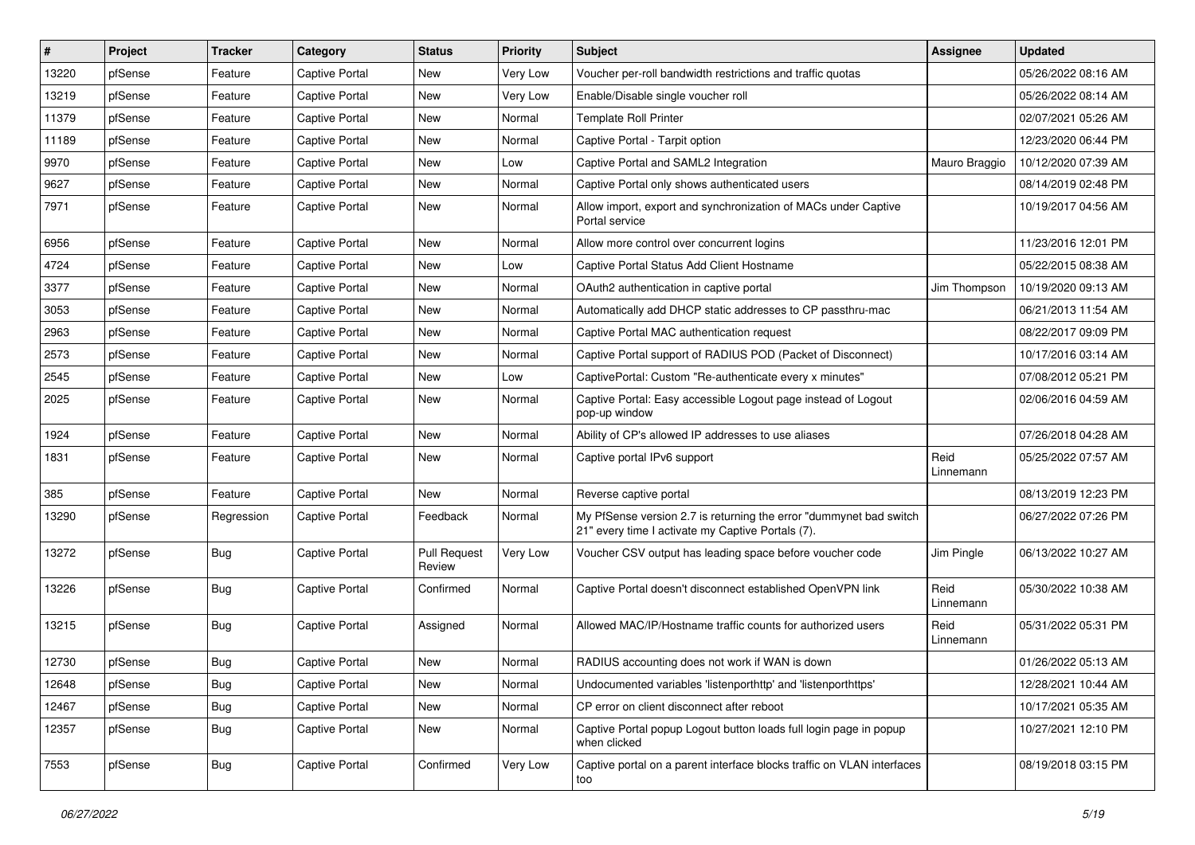| # | Project | Tracker | Category | Status | Priority | Subject | Assignee | Updated |
|---|---|---|---|---|---|---|---|---|
| 13220 | pfSense | Feature | Captive Portal | New | Very Low | Voucher per-roll bandwidth restrictions and traffic quotas | | 05/26/2022 08:16 AM |
| 13219 | pfSense | Feature | Captive Portal | New | Very Low | Enable/Disable single voucher roll | | 05/26/2022 08:14 AM |
| 11379 | pfSense | Feature | Captive Portal | New | Normal | Template Roll Printer | | 02/07/2021 05:26 AM |
| 11189 | pfSense | Feature | Captive Portal | New | Normal | Captive Portal - Tarpit option | | 12/23/2020 06:44 PM |
| 9970 | pfSense | Feature | Captive Portal | New | Low | Captive Portal and SAML2 Integration | Mauro Braggio | 10/12/2020 07:39 AM |
| 9627 | pfSense | Feature | Captive Portal | New | Normal | Captive Portal only shows authenticated users | | 08/14/2019 02:48 PM |
| 7971 | pfSense | Feature | Captive Portal | New | Normal | Allow import, export and synchronization of MACs under Captive Portal service | | 10/19/2017 04:56 AM |
| 6956 | pfSense | Feature | Captive Portal | New | Normal | Allow more control over concurrent logins | | 11/23/2016 12:01 PM |
| 4724 | pfSense | Feature | Captive Portal | New | Low | Captive Portal Status Add Client Hostname | | 05/22/2015 08:38 AM |
| 3377 | pfSense | Feature | Captive Portal | New | Normal | OAuth2 authentication in captive portal | Jim Thompson | 10/19/2020 09:13 AM |
| 3053 | pfSense | Feature | Captive Portal | New | Normal | Automatically add DHCP static addresses to CP passthru-mac | | 06/21/2013 11:54 AM |
| 2963 | pfSense | Feature | Captive Portal | New | Normal | Captive Portal MAC authentication request | | 08/22/2017 09:09 PM |
| 2573 | pfSense | Feature | Captive Portal | New | Normal | Captive Portal support of RADIUS POD (Packet of Disconnect) | | 10/17/2016 03:14 AM |
| 2545 | pfSense | Feature | Captive Portal | New | Low | CaptivePortal: Custom "Re-authenticate every x minutes" | | 07/08/2012 05:21 PM |
| 2025 | pfSense | Feature | Captive Portal | New | Normal | Captive Portal: Easy accessible Logout page instead of Logout pop-up window | | 02/06/2016 04:59 AM |
| 1924 | pfSense | Feature | Captive Portal | New | Normal | Ability of CP's allowed IP addresses to use aliases | | 07/26/2018 04:28 AM |
| 1831 | pfSense | Feature | Captive Portal | New | Normal | Captive portal IPv6 support | Reid Linnemann | 05/25/2022 07:57 AM |
| 385 | pfSense | Feature | Captive Portal | New | Normal | Reverse captive portal | | 08/13/2019 12:23 PM |
| 13290 | pfSense | Regression | Captive Portal | Feedback | Normal | My PfSense version 2.7 is returning the error "dummynet bad switch 21" every time I activate my Captive Portals (7). | | 06/27/2022 07:26 PM |
| 13272 | pfSense | Bug | Captive Portal | Pull Request Review | Very Low | Voucher CSV output has leading space before voucher code | Jim Pingle | 06/13/2022 10:27 AM |
| 13226 | pfSense | Bug | Captive Portal | Confirmed | Normal | Captive Portal doesn't disconnect established OpenVPN link | Reid Linnemann | 05/30/2022 10:38 AM |
| 13215 | pfSense | Bug | Captive Portal | Assigned | Normal | Allowed MAC/IP/Hostname traffic counts for authorized users | Reid Linnemann | 05/31/2022 05:31 PM |
| 12730 | pfSense | Bug | Captive Portal | New | Normal | RADIUS accounting does not work if WAN is down | | 01/26/2022 05:13 AM |
| 12648 | pfSense | Bug | Captive Portal | New | Normal | Undocumented variables 'listenporthttp' and 'listenporthttps' | | 12/28/2021 10:44 AM |
| 12467 | pfSense | Bug | Captive Portal | New | Normal | CP error on client disconnect after reboot | | 10/17/2021 05:35 AM |
| 12357 | pfSense | Bug | Captive Portal | New | Normal | Captive Portal popup Logout button loads full login page in popup when clicked | | 10/27/2021 12:10 PM |
| 7553 | pfSense | Bug | Captive Portal | Confirmed | Very Low | Captive portal on a parent interface blocks traffic on VLAN interfaces too | | 08/19/2018 03:15 PM |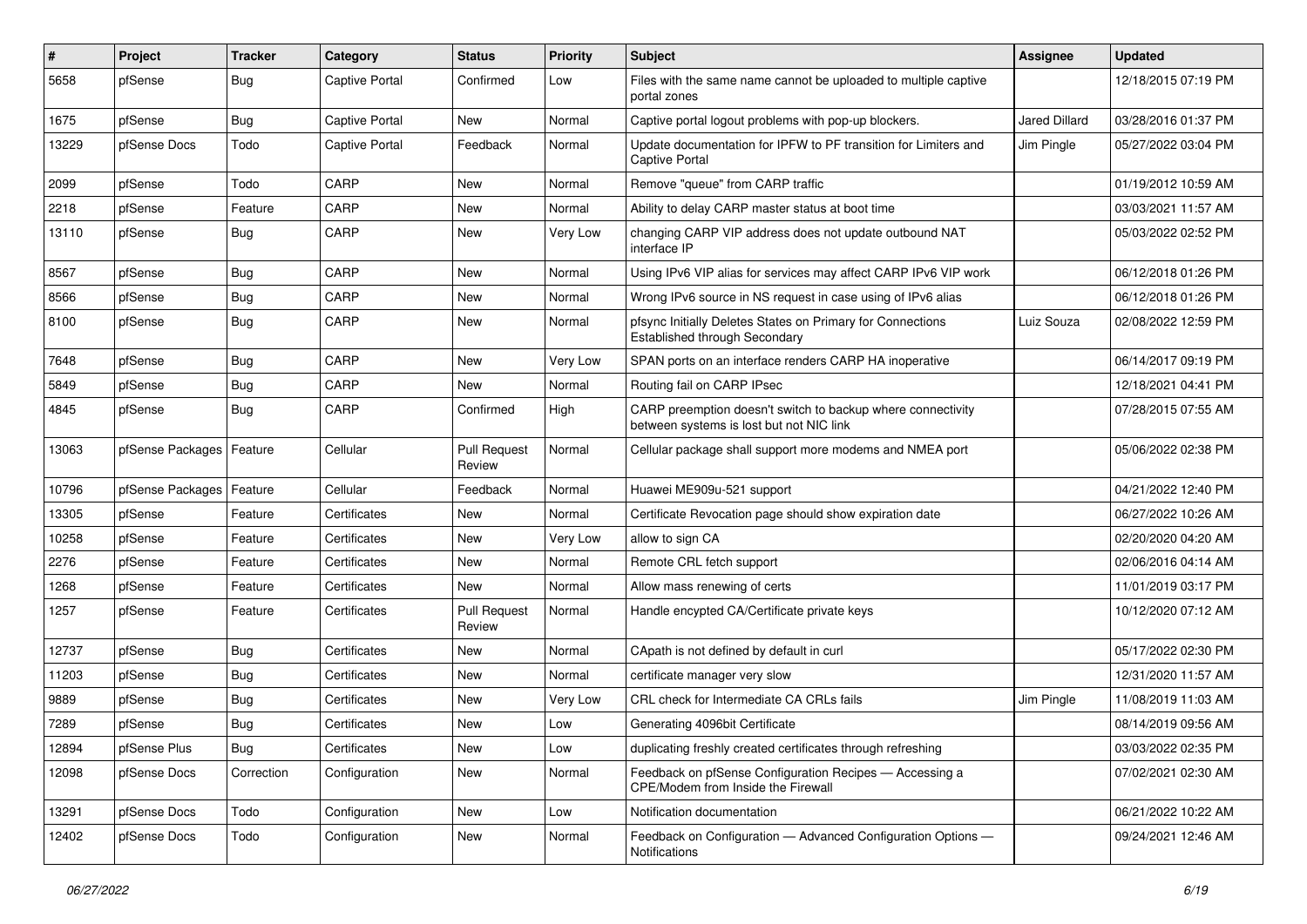| # | Project | Tracker | Category | Status | Priority | Subject | Assignee | Updated |
|---|---|---|---|---|---|---|---|---|
| 5658 | pfSense | Bug | Captive Portal | Confirmed | Low | Files with the same name cannot be uploaded to multiple captive portal zones | | 12/18/2015 07:19 PM |
| 1675 | pfSense | Bug | Captive Portal | New | Normal | Captive portal logout problems with pop-up blockers. | Jared Dillard | 03/28/2016 01:37 PM |
| 13229 | pfSense Docs | Todo | Captive Portal | Feedback | Normal | Update documentation for IPFW to PF transition for Limiters and Captive Portal | Jim Pingle | 05/27/2022 03:04 PM |
| 2099 | pfSense | Todo | CARP | New | Normal | Remove "queue" from CARP traffic | | 01/19/2012 10:59 AM |
| 2218 | pfSense | Feature | CARP | New | Normal | Ability to delay CARP master status at boot time | | 03/03/2021 11:57 AM |
| 13110 | pfSense | Bug | CARP | New | Very Low | changing CARP VIP address does not update outbound NAT interface IP | | 05/03/2022 02:52 PM |
| 8567 | pfSense | Bug | CARP | New | Normal | Using IPv6 VIP alias for services may affect CARP IPv6 VIP work | | 06/12/2018 01:26 PM |
| 8566 | pfSense | Bug | CARP | New | Normal | Wrong IPv6 source in NS request in case using of IPv6 alias | | 06/12/2018 01:26 PM |
| 8100 | pfSense | Bug | CARP | New | Normal | pfsync Initially Deletes States on Primary for Connections Established through Secondary | Luiz Souza | 02/08/2022 12:59 PM |
| 7648 | pfSense | Bug | CARP | New | Very Low | SPAN ports on an interface renders CARP HA inoperative | | 06/14/2017 09:19 PM |
| 5849 | pfSense | Bug | CARP | New | Normal | Routing fail on CARP IPsec | | 12/18/2021 04:41 PM |
| 4845 | pfSense | Bug | CARP | Confirmed | High | CARP preemption doesn't switch to backup where connectivity between systems is lost but not NIC link | | 07/28/2015 07:55 AM |
| 13063 | pfSense Packages | Feature | Cellular | Pull Request Review | Normal | Cellular package shall support more modems and NMEA port | | 05/06/2022 02:38 PM |
| 10796 | pfSense Packages | Feature | Cellular | Feedback | Normal | Huawei ME909u-521 support | | 04/21/2022 12:40 PM |
| 13305 | pfSense | Feature | Certificates | New | Normal | Certificate Revocation page should show expiration date | | 06/27/2022 10:26 AM |
| 10258 | pfSense | Feature | Certificates | New | Very Low | allow to sign CA | | 02/20/2020 04:20 AM |
| 2276 | pfSense | Feature | Certificates | New | Normal | Remote CRL fetch support | | 02/06/2016 04:14 AM |
| 1268 | pfSense | Feature | Certificates | New | Normal | Allow mass renewing of certs | | 11/01/2019 03:17 PM |
| 1257 | pfSense | Feature | Certificates | Pull Request Review | Normal | Handle encypted CA/Certificate private keys | | 10/12/2020 07:12 AM |
| 12737 | pfSense | Bug | Certificates | New | Normal | CApath is not defined by default in curl | | 05/17/2022 02:30 PM |
| 11203 | pfSense | Bug | Certificates | New | Normal | certificate manager very slow | | 12/31/2020 11:57 AM |
| 9889 | pfSense | Bug | Certificates | New | Very Low | CRL check for Intermediate CA CRLs fails | Jim Pingle | 11/08/2019 11:03 AM |
| 7289 | pfSense | Bug | Certificates | New | Low | Generating 4096bit Certificate | | 08/14/2019 09:56 AM |
| 12894 | pfSense Plus | Bug | Certificates | New | Low | duplicating freshly created certificates through refreshing | | 03/03/2022 02:35 PM |
| 12098 | pfSense Docs | Correction | Configuration | New | Normal | Feedback on pfSense Configuration Recipes — Accessing a CPE/Modem from Inside the Firewall | | 07/02/2021 02:30 AM |
| 13291 | pfSense Docs | Todo | Configuration | New | Low | Notification documentation | | 06/21/2022 10:22 AM |
| 12402 | pfSense Docs | Todo | Configuration | New | Normal | Feedback on Configuration — Advanced Configuration Options — Notifications | | 09/24/2021 12:46 AM |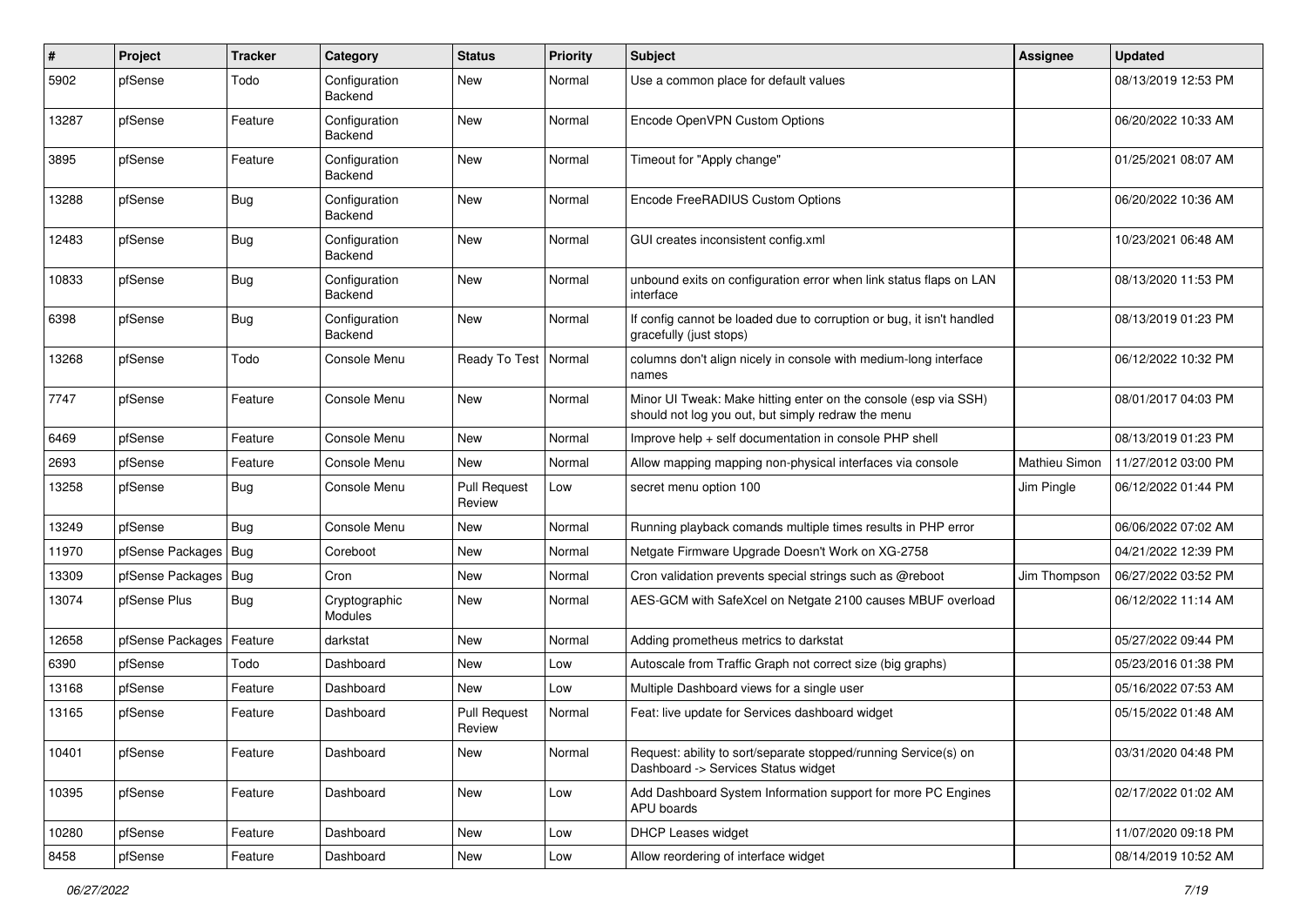| # | Project | Tracker | Category | Status | Priority | Subject | Assignee | Updated |
|---|---|---|---|---|---|---|---|---|
| 5902 | pfSense | Todo | Configuration Backend | New | Normal | Use a common place for default values | | 08/13/2019 12:53 PM |
| 13287 | pfSense | Feature | Configuration Backend | New | Normal | Encode OpenVPN Custom Options | | 06/20/2022 10:33 AM |
| 3895 | pfSense | Feature | Configuration Backend | New | Normal | Timeout for "Apply change" | | 01/25/2021 08:07 AM |
| 13288 | pfSense | Bug | Configuration Backend | New | Normal | Encode FreeRADIUS Custom Options | | 06/20/2022 10:36 AM |
| 12483 | pfSense | Bug | Configuration Backend | New | Normal | GUI creates inconsistent config.xml | | 10/23/2021 06:48 AM |
| 10833 | pfSense | Bug | Configuration Backend | New | Normal | unbound exits on configuration error when link status flaps on LAN interface | | 08/13/2020 11:53 PM |
| 6398 | pfSense | Bug | Configuration Backend | New | Normal | If config cannot be loaded due to corruption or bug, it isn't handled gracefully (just stops) | | 08/13/2019 01:23 PM |
| 13268 | pfSense | Todo | Console Menu | Ready To Test | Normal | columns don't align nicely in console with medium-long interface names | | 06/12/2022 10:32 PM |
| 7747 | pfSense | Feature | Console Menu | New | Normal | Minor UI Tweak: Make hitting enter on the console (esp via SSH) should not log you out, but simply redraw the menu | | 08/01/2017 04:03 PM |
| 6469 | pfSense | Feature | Console Menu | New | Normal | Improve help + self documentation in console PHP shell | | 08/13/2019 01:23 PM |
| 2693 | pfSense | Feature | Console Menu | New | Normal | Allow mapping mapping non-physical interfaces via console | Mathieu Simon | 11/27/2012 03:00 PM |
| 13258 | pfSense | Bug | Console Menu | Pull Request Review | Low | secret menu option 100 | Jim Pingle | 06/12/2022 01:44 PM |
| 13249 | pfSense | Bug | Console Menu | New | Normal | Running playback comands multiple times results in PHP error | | 06/06/2022 07:02 AM |
| 11970 | pfSense Packages | Bug | Coreboot | New | Normal | Netgate Firmware Upgrade Doesn't Work on XG-2758 | | 04/21/2022 12:39 PM |
| 13309 | pfSense Packages | Bug | Cron | New | Normal | Cron validation prevents special strings such as @reboot | Jim Thompson | 06/27/2022 03:52 PM |
| 13074 | pfSense Plus | Bug | Cryptographic Modules | New | Normal | AES-GCM with SafeXcel on Netgate 2100 causes MBUF overload | | 06/12/2022 11:14 AM |
| 12658 | pfSense Packages | Feature | darkstat | New | Normal | Adding prometheus metrics to darkstat | | 05/27/2022 09:44 PM |
| 6390 | pfSense | Todo | Dashboard | New | Low | Autoscale from Traffic Graph not correct size (big graphs) | | 05/23/2016 01:38 PM |
| 13168 | pfSense | Feature | Dashboard | New | Low | Multiple Dashboard views for a single user | | 05/16/2022 07:53 AM |
| 13165 | pfSense | Feature | Dashboard | Pull Request Review | Normal | Feat: live update for Services dashboard widget | | 05/15/2022 01:48 AM |
| 10401 | pfSense | Feature | Dashboard | New | Normal | Request: ability to sort/separate stopped/running Service(s) on Dashboard -> Services Status widget | | 03/31/2020 04:48 PM |
| 10395 | pfSense | Feature | Dashboard | New | Low | Add Dashboard System Information support for more PC Engines APU boards | | 02/17/2022 01:02 AM |
| 10280 | pfSense | Feature | Dashboard | New | Low | DHCP Leases widget | | 11/07/2020 09:18 PM |
| 8458 | pfSense | Feature | Dashboard | New | Low | Allow reordering of interface widget | | 08/14/2019 10:52 AM |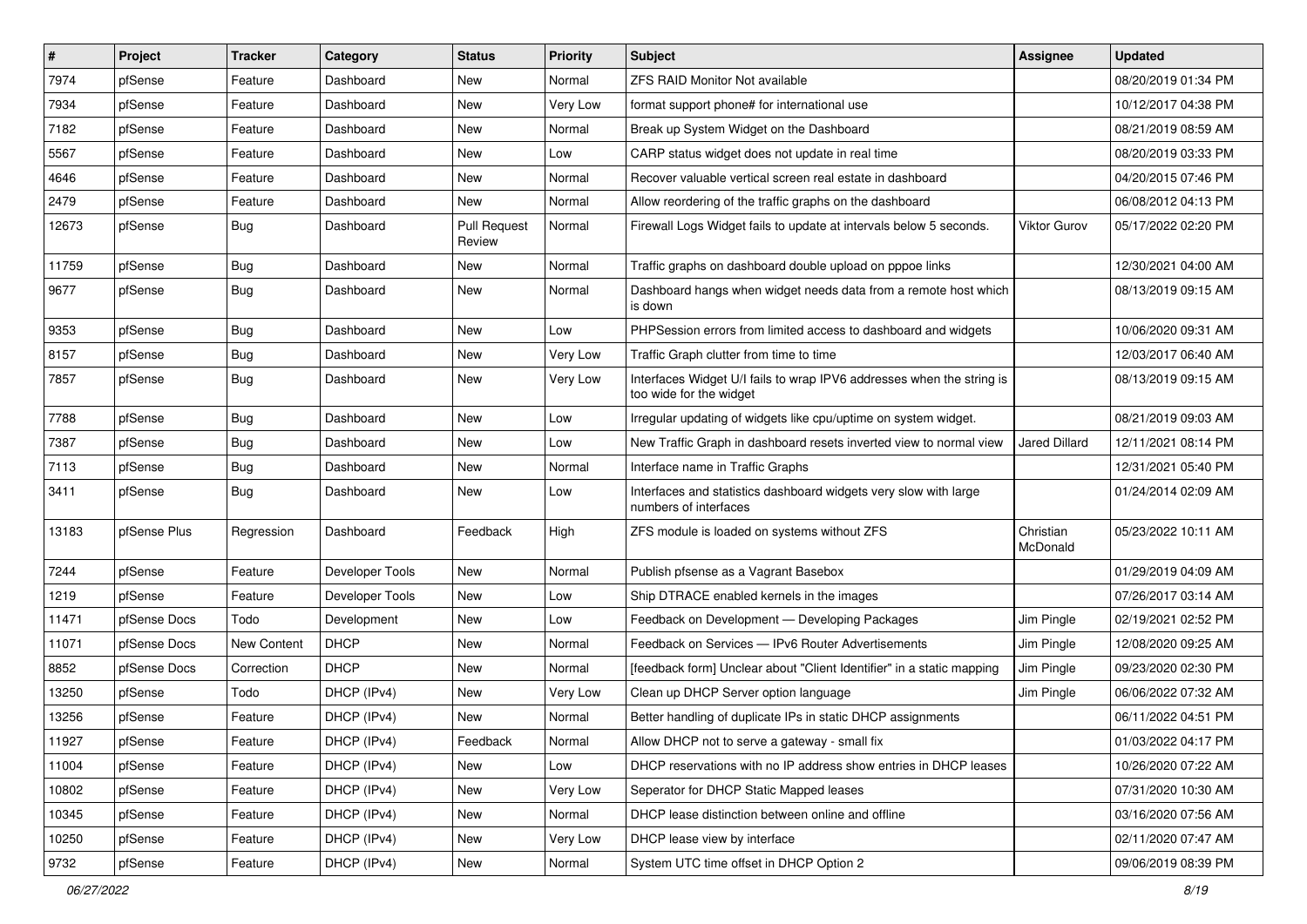| # | Project | Tracker | Category | Status | Priority | Subject | Assignee | Updated |
|---|---|---|---|---|---|---|---|---|
| 7974 | pfSense | Feature | Dashboard | New | Normal | ZFS RAID Monitor Not available | | 08/20/2019 01:34 PM |
| 7934 | pfSense | Feature | Dashboard | New | Very Low | format support phone# for international use | | 10/12/2017 04:38 PM |
| 7182 | pfSense | Feature | Dashboard | New | Normal | Break up System Widget on the Dashboard | | 08/21/2019 08:59 AM |
| 5567 | pfSense | Feature | Dashboard | New | Low | CARP status widget does not update in real time | | 08/20/2019 03:33 PM |
| 4646 | pfSense | Feature | Dashboard | New | Normal | Recover valuable vertical screen real estate in dashboard | | 04/20/2015 07:46 PM |
| 2479 | pfSense | Feature | Dashboard | New | Normal | Allow reordering of the traffic graphs on the dashboard | | 06/08/2012 04:13 PM |
| 12673 | pfSense | Bug | Dashboard | Pull Request Review | Normal | Firewall Logs Widget fails to update at intervals below 5 seconds. | Viktor Gurov | 05/17/2022 02:20 PM |
| 11759 | pfSense | Bug | Dashboard | New | Normal | Traffic graphs on dashboard double upload on pppoe links | | 12/30/2021 04:00 AM |
| 9677 | pfSense | Bug | Dashboard | New | Normal | Dashboard hangs when widget needs data from a remote host which is down | | 08/13/2019 09:15 AM |
| 9353 | pfSense | Bug | Dashboard | New | Low | PHPSession errors from limited access to dashboard and widgets | | 10/06/2020 09:31 AM |
| 8157 | pfSense | Bug | Dashboard | New | Very Low | Traffic Graph clutter from time to time | | 12/03/2017 06:40 AM |
| 7857 | pfSense | Bug | Dashboard | New | Very Low | Interfaces Widget U/I fails to wrap IPV6 addresses when the string is too wide for the widget | | 08/13/2019 09:15 AM |
| 7788 | pfSense | Bug | Dashboard | New | Low | Irregular updating of widgets like cpu/uptime on system widget. | | 08/21/2019 09:03 AM |
| 7387 | pfSense | Bug | Dashboard | New | Low | New Traffic Graph in dashboard resets inverted view to normal view | Jared Dillard | 12/11/2021 08:14 PM |
| 7113 | pfSense | Bug | Dashboard | New | Normal | Interface name in Traffic Graphs | | 12/31/2021 05:40 PM |
| 3411 | pfSense | Bug | Dashboard | New | Low | Interfaces and statistics dashboard widgets very slow with large numbers of interfaces | | 01/24/2014 02:09 AM |
| 13183 | pfSense Plus | Regression | Dashboard | Feedback | High | ZFS module is loaded on systems without ZFS | Christian McDonald | 05/23/2022 10:11 AM |
| 7244 | pfSense | Feature | Developer Tools | New | Normal | Publish pfsense as a Vagrant Basebox | | 01/29/2019 04:09 AM |
| 1219 | pfSense | Feature | Developer Tools | New | Low | Ship DTRACE enabled kernels in the images | | 07/26/2017 03:14 AM |
| 11471 | pfSense Docs | Todo | Development | New | Low | Feedback on Development — Developing Packages | Jim Pingle | 02/19/2021 02:52 PM |
| 11071 | pfSense Docs | New Content | DHCP | New | Normal | Feedback on Services — IPv6 Router Advertisements | Jim Pingle | 12/08/2020 09:25 AM |
| 8852 | pfSense Docs | Correction | DHCP | New | Normal | [feedback form] Unclear about "Client Identifier" in a static mapping | Jim Pingle | 09/23/2020 02:30 PM |
| 13250 | pfSense | Todo | DHCP (IPv4) | New | Very Low | Clean up DHCP Server option language | Jim Pingle | 06/06/2022 07:32 AM |
| 13256 | pfSense | Feature | DHCP (IPv4) | New | Normal | Better handling of duplicate IPs in static DHCP assignments | | 06/11/2022 04:51 PM |
| 11927 | pfSense | Feature | DHCP (IPv4) | Feedback | Normal | Allow DHCP not to serve a gateway - small fix | | 01/03/2022 04:17 PM |
| 11004 | pfSense | Feature | DHCP (IPv4) | New | Low | DHCP reservations with no IP address show entries in DHCP leases | | 10/26/2020 07:22 AM |
| 10802 | pfSense | Feature | DHCP (IPv4) | New | Very Low | Seperator for DHCP Static Mapped leases | | 07/31/2020 10:30 AM |
| 10345 | pfSense | Feature | DHCP (IPv4) | New | Normal | DHCP lease distinction between online and offline | | 03/16/2020 07:56 AM |
| 10250 | pfSense | Feature | DHCP (IPv4) | New | Very Low | DHCP lease view by interface | | 02/11/2020 07:47 AM |
| 9732 | pfSense | Feature | DHCP (IPv4) | New | Normal | System UTC time offset in DHCP Option 2 | | 09/06/2019 08:39 PM |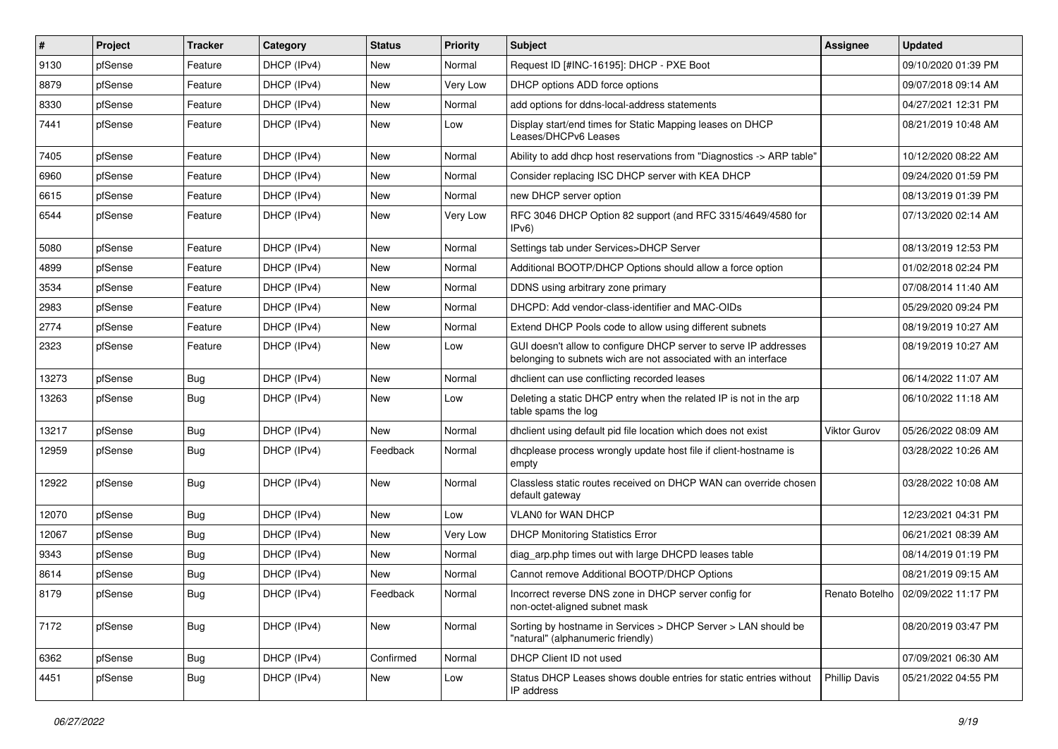| # | Project | Tracker | Category | Status | Priority | Subject | Assignee | Updated |
|---|---|---|---|---|---|---|---|---|
| 9130 | pfSense | Feature | DHCP (IPv4) | New | Normal | Request ID [#INC-16195]: DHCP - PXE Boot | | 09/10/2020 01:39 PM |
| 8879 | pfSense | Feature | DHCP (IPv4) | New | Very Low | DHCP options ADD force options | | 09/07/2018 09:14 AM |
| 8330 | pfSense | Feature | DHCP (IPv4) | New | Normal | add options for ddns-local-address statements | | 04/27/2021 12:31 PM |
| 7441 | pfSense | Feature | DHCP (IPv4) | New | Low | Display start/end times for Static Mapping leases on DHCP Leases/DHCPv6 Leases | | 08/21/2019 10:48 AM |
| 7405 | pfSense | Feature | DHCP (IPv4) | New | Normal | Ability to add dhcp host reservations from "Diagnostics -> ARP table" | | 10/12/2020 08:22 AM |
| 6960 | pfSense | Feature | DHCP (IPv4) | New | Normal | Consider replacing ISC DHCP server with KEA DHCP | | 09/24/2020 01:59 PM |
| 6615 | pfSense | Feature | DHCP (IPv4) | New | Normal | new DHCP server option | | 08/13/2019 01:39 PM |
| 6544 | pfSense | Feature | DHCP (IPv4) | New | Very Low | RFC 3046 DHCP Option 82 support (and RFC 3315/4649/4580 for IPv6) | | 07/13/2020 02:14 AM |
| 5080 | pfSense | Feature | DHCP (IPv4) | New | Normal | Settings tab under Services>DHCP Server | | 08/13/2019 12:53 PM |
| 4899 | pfSense | Feature | DHCP (IPv4) | New | Normal | Additional BOOTP/DHCP Options should allow a force option | | 01/02/2018 02:24 PM |
| 3534 | pfSense | Feature | DHCP (IPv4) | New | Normal | DDNS using arbitrary zone primary | | 07/08/2014 11:40 AM |
| 2983 | pfSense | Feature | DHCP (IPv4) | New | Normal | DHCPD: Add vendor-class-identifier and MAC-OIDs | | 05/29/2020 09:24 PM |
| 2774 | pfSense | Feature | DHCP (IPv4) | New | Normal | Extend DHCP Pools code to allow using different subnets | | 08/19/2019 10:27 AM |
| 2323 | pfSense | Feature | DHCP (IPv4) | New | Low | GUI doesn't allow to configure DHCP server to serve IP addresses belonging to subnets wich are not associated with an interface | | 08/19/2019 10:27 AM |
| 13273 | pfSense | Bug | DHCP (IPv4) | New | Normal | dhclient can use conflicting recorded leases | | 06/14/2022 11:07 AM |
| 13263 | pfSense | Bug | DHCP (IPv4) | New | Low | Deleting a static DHCP entry when the related IP is not in the arp table spams the log | | 06/10/2022 11:18 AM |
| 13217 | pfSense | Bug | DHCP (IPv4) | New | Normal | dhclient using default pid file location which does not exist | Viktor Gurov | 05/26/2022 08:09 AM |
| 12959 | pfSense | Bug | DHCP (IPv4) | Feedback | Normal | dhcplease process wrongly update host file if client-hostname is empty | | 03/28/2022 10:26 AM |
| 12922 | pfSense | Bug | DHCP (IPv4) | New | Normal | Classless static routes received on DHCP WAN can override chosen default gateway | | 03/28/2022 10:08 AM |
| 12070 | pfSense | Bug | DHCP (IPv4) | New | Low | VLAN0 for WAN DHCP | | 12/23/2021 04:31 PM |
| 12067 | pfSense | Bug | DHCP (IPv4) | New | Very Low | DHCP Monitoring Statistics Error | | 06/21/2021 08:39 AM |
| 9343 | pfSense | Bug | DHCP (IPv4) | New | Normal | diag_arp.php times out with large DHCPD leases table | | 08/14/2019 01:19 PM |
| 8614 | pfSense | Bug | DHCP (IPv4) | New | Normal | Cannot remove Additional BOOTP/DHCP Options | | 08/21/2019 09:15 AM |
| 8179 | pfSense | Bug | DHCP (IPv4) | Feedback | Normal | Incorrect reverse DNS zone in DHCP server config for non-octet-aligned subnet mask | Renato Botelho | 02/09/2022 11:17 PM |
| 7172 | pfSense | Bug | DHCP (IPv4) | New | Normal | Sorting by hostname in Services > DHCP Server > LAN should be "natural" (alphanumeric friendly) | | 08/20/2019 03:47 PM |
| 6362 | pfSense | Bug | DHCP (IPv4) | Confirmed | Normal | DHCP Client ID not used | | 07/09/2021 06:30 AM |
| 4451 | pfSense | Bug | DHCP (IPv4) | New | Low | Status DHCP Leases shows double entries for static entries without IP address | Phillip Davis | 05/21/2022 04:55 PM |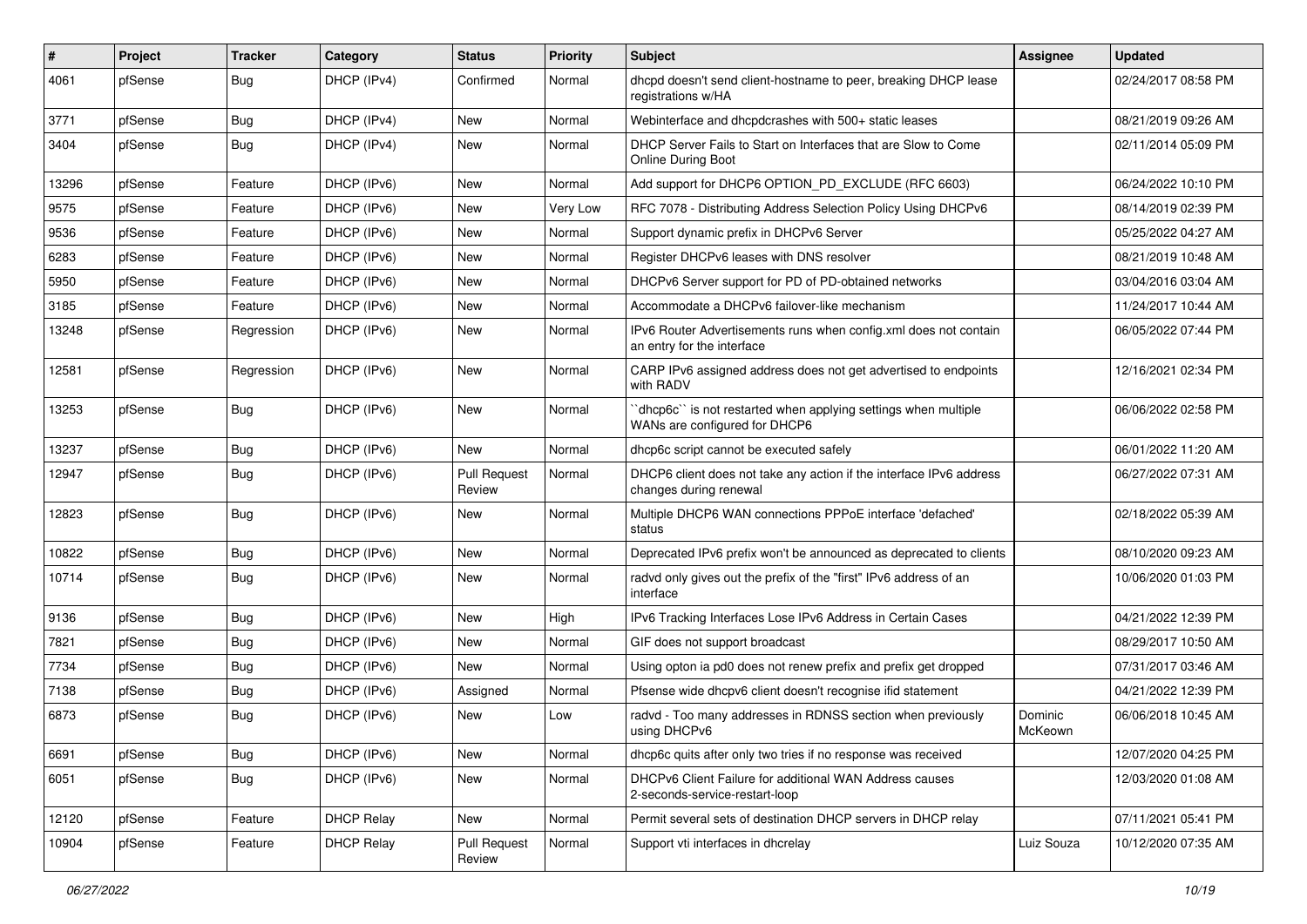| # | Project | Tracker | Category | Status | Priority | Subject | Assignee | Updated |
|---|---|---|---|---|---|---|---|---|
| 4061 | pfSense | Bug | DHCP (IPv4) | Confirmed | Normal | dhcpd doesn't send client-hostname to peer, breaking DHCP lease registrations w/HA | | 02/24/2017 08:58 PM |
| 3771 | pfSense | Bug | DHCP (IPv4) | New | Normal | Webinterface and dhcpdcrashes with 500+ static leases | | 08/21/2019 09:26 AM |
| 3404 | pfSense | Bug | DHCP (IPv4) | New | Normal | DHCP Server Fails to Start on Interfaces that are Slow to Come Online During Boot | | 02/11/2014 05:09 PM |
| 13296 | pfSense | Feature | DHCP (IPv6) | New | Normal | Add support for DHCP6 OPTION_PD_EXCLUDE (RFC 6603) | | 06/24/2022 10:10 PM |
| 9575 | pfSense | Feature | DHCP (IPv6) | New | Very Low | RFC 7078 - Distributing Address Selection Policy Using DHCPv6 | | 08/14/2019 02:39 PM |
| 9536 | pfSense | Feature | DHCP (IPv6) | New | Normal | Support dynamic prefix in DHCPv6 Server | | 05/25/2022 04:27 AM |
| 6283 | pfSense | Feature | DHCP (IPv6) | New | Normal | Register DHCPv6 leases with DNS resolver | | 08/21/2019 10:48 AM |
| 5950 | pfSense | Feature | DHCP (IPv6) | New | Normal | DHCPv6 Server support for PD of PD-obtained networks | | 03/04/2016 03:04 AM |
| 3185 | pfSense | Feature | DHCP (IPv6) | New | Normal | Accommodate a DHCPv6 failover-like mechanism | | 11/24/2017 10:44 AM |
| 13248 | pfSense | Regression | DHCP (IPv6) | New | Normal | IPv6 Router Advertisements runs when config.xml does not contain an entry for the interface | | 06/05/2022 07:44 PM |
| 12581 | pfSense | Regression | DHCP (IPv6) | New | Normal | CARP IPv6 assigned address does not get advertised to endpoints with RADV | | 12/16/2021 02:34 PM |
| 13253 | pfSense | Bug | DHCP (IPv6) | New | Normal | ``dhcp6c`` is not restarted when applying settings when multiple WANs are configured for DHCP6 | | 06/06/2022 02:58 PM |
| 13237 | pfSense | Bug | DHCP (IPv6) | New | Normal | dhcp6c script cannot be executed safely | | 06/01/2022 11:20 AM |
| 12947 | pfSense | Bug | DHCP (IPv6) | Pull Request Review | Normal | DHCP6 client does not take any action if the interface IPv6 address changes during renewal | | 06/27/2022 07:31 AM |
| 12823 | pfSense | Bug | DHCP (IPv6) | New | Normal | Multiple DHCP6 WAN connections PPPoE interface 'defached' status | | 02/18/2022 05:39 AM |
| 10822 | pfSense | Bug | DHCP (IPv6) | New | Normal | Deprecated IPv6 prefix won't be announced as deprecated to clients | | 08/10/2020 09:23 AM |
| 10714 | pfSense | Bug | DHCP (IPv6) | New | Normal | radvd only gives out the prefix of the "first" IPv6 address of an interface | | 10/06/2020 01:03 PM |
| 9136 | pfSense | Bug | DHCP (IPv6) | New | High | IPv6 Tracking Interfaces Lose IPv6 Address in Certain Cases | | 04/21/2022 12:39 PM |
| 7821 | pfSense | Bug | DHCP (IPv6) | New | Normal | GIF does not support broadcast | | 08/29/2017 10:50 AM |
| 7734 | pfSense | Bug | DHCP (IPv6) | New | Normal | Using opton ia pd0 does not renew prefix and prefix get dropped | | 07/31/2017 03:46 AM |
| 7138 | pfSense | Bug | DHCP (IPv6) | Assigned | Normal | Pfsense wide dhcpv6 client doesn't recognise ifid statement | | 04/21/2022 12:39 PM |
| 6873 | pfSense | Bug | DHCP (IPv6) | New | Low | radvd - Too many addresses in RDNSS section when previously using DHCPv6 | Dominic McKeown | 06/06/2018 10:45 AM |
| 6691 | pfSense | Bug | DHCP (IPv6) | New | Normal | dhcp6c quits after only two tries if no response was received | | 12/07/2020 04:25 PM |
| 6051 | pfSense | Bug | DHCP (IPv6) | New | Normal | DHCPv6 Client Failure for additional WAN Address causes 2-seconds-service-restart-loop | | 12/03/2020 01:08 AM |
| 12120 | pfSense | Feature | DHCP Relay | New | Normal | Permit several sets of destination DHCP servers in DHCP relay | | 07/11/2021 05:41 PM |
| 10904 | pfSense | Feature | DHCP Relay | Pull Request Review | Normal | Support vti interfaces in dhcrelay | Luiz Souza | 10/12/2020 07:35 AM |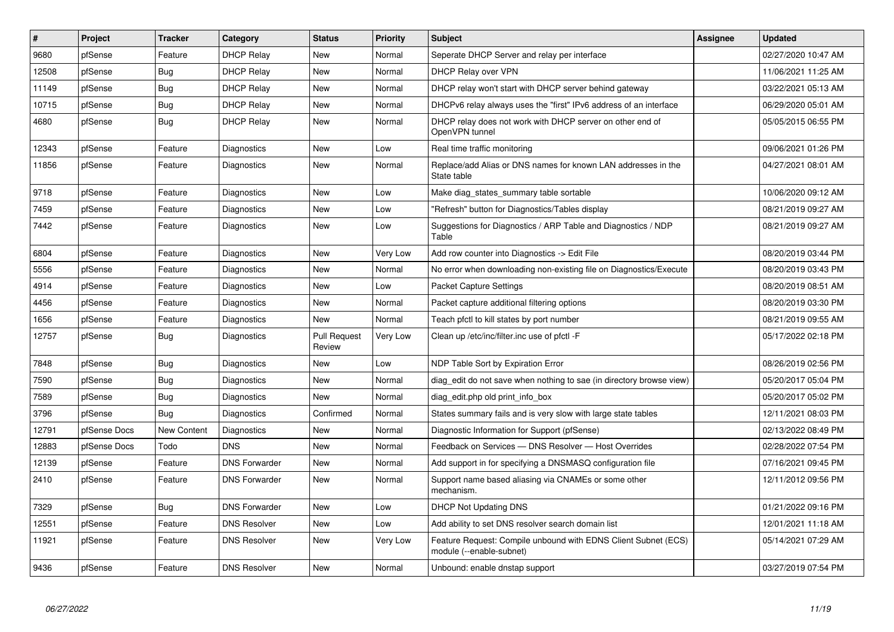| # | Project | Tracker | Category | Status | Priority | Subject | Assignee | Updated |
|---|---|---|---|---|---|---|---|---|
| 9680 | pfSense | Feature | DHCP Relay | New | Normal | Seperate DHCP Server and relay per interface | | 02/27/2020 10:47 AM |
| 12508 | pfSense | Bug | DHCP Relay | New | Normal | DHCP Relay over VPN | | 11/06/2021 11:25 AM |
| 11149 | pfSense | Bug | DHCP Relay | New | Normal | DHCP relay won't start with DHCP server behind gateway | | 03/22/2021 05:13 AM |
| 10715 | pfSense | Bug | DHCP Relay | New | Normal | DHCPv6 relay always uses the "first" IPv6 address of an interface | | 06/29/2020 05:01 AM |
| 4680 | pfSense | Bug | DHCP Relay | New | Normal | DHCP relay does not work with DHCP server on other end of OpenVPN tunnel | | 05/05/2015 06:55 PM |
| 12343 | pfSense | Feature | Diagnostics | New | Low | Real time traffic monitoring | | 09/06/2021 01:26 PM |
| 11856 | pfSense | Feature | Diagnostics | New | Normal | Replace/add Alias or DNS names for known LAN addresses in the State table | | 04/27/2021 08:01 AM |
| 9718 | pfSense | Feature | Diagnostics | New | Low | Make diag_states_summary table sortable | | 10/06/2020 09:12 AM |
| 7459 | pfSense | Feature | Diagnostics | New | Low | "Refresh" button for Diagnostics/Tables display | | 08/21/2019 09:27 AM |
| 7442 | pfSense | Feature | Diagnostics | New | Low | Suggestions for Diagnostics / ARP Table and Diagnostics / NDP Table | | 08/21/2019 09:27 AM |
| 6804 | pfSense | Feature | Diagnostics | New | Very Low | Add row counter into Diagnostics -> Edit File | | 08/20/2019 03:44 PM |
| 5556 | pfSense | Feature | Diagnostics | New | Normal | No error when downloading non-existing file on Diagnostics/Execute | | 08/20/2019 03:43 PM |
| 4914 | pfSense | Feature | Diagnostics | New | Low | Packet Capture Settings | | 08/20/2019 08:51 AM |
| 4456 | pfSense | Feature | Diagnostics | New | Normal | Packet capture additional filtering options | | 08/20/2019 03:30 PM |
| 1656 | pfSense | Feature | Diagnostics | New | Normal | Teach pfctl to kill states by port number | | 08/21/2019 09:55 AM |
| 12757 | pfSense | Bug | Diagnostics | Pull Request Review | Very Low | Clean up /etc/inc/filter.inc use of pfctl -F | | 05/17/2022 02:18 PM |
| 7848 | pfSense | Bug | Diagnostics | New | Low | NDP Table Sort by Expiration Error | | 08/26/2019 02:56 PM |
| 7590 | pfSense | Bug | Diagnostics | New | Normal | diag_edit do not save when nothing to sae (in directory browse view) | | 05/20/2017 05:04 PM |
| 7589 | pfSense | Bug | Diagnostics | New | Normal | diag_edit.php old print_info_box | | 05/20/2017 05:02 PM |
| 3796 | pfSense | Bug | Diagnostics | Confirmed | Normal | States summary fails and is very slow with large state tables | | 12/11/2021 08:03 PM |
| 12791 | pfSense Docs | New Content | Diagnostics | New | Normal | Diagnostic Information for Support (pfSense) | | 02/13/2022 08:49 PM |
| 12883 | pfSense Docs | Todo | DNS | New | Normal | Feedback on Services — DNS Resolver — Host Overrides | | 02/28/2022 07:54 PM |
| 12139 | pfSense | Feature | DNS Forwarder | New | Normal | Add support in for specifying a DNSMASQ configuration file | | 07/16/2021 09:45 PM |
| 2410 | pfSense | Feature | DNS Forwarder | New | Normal | Support name based aliasing via CNAMEs or some other mechanism. | | 12/11/2012 09:56 PM |
| 7329 | pfSense | Bug | DNS Forwarder | New | Low | DHCP Not Updating DNS | | 01/21/2022 09:16 PM |
| 12551 | pfSense | Feature | DNS Resolver | New | Low | Add ability to set DNS resolver search domain list | | 12/01/2021 11:18 AM |
| 11921 | pfSense | Feature | DNS Resolver | New | Very Low | Feature Request: Compile unbound with EDNS Client Subnet (ECS) module (--enable-subnet) | | 05/14/2021 07:29 AM |
| 9436 | pfSense | Feature | DNS Resolver | New | Normal | Unbound: enable dnstap support | | 03/27/2019 07:54 PM |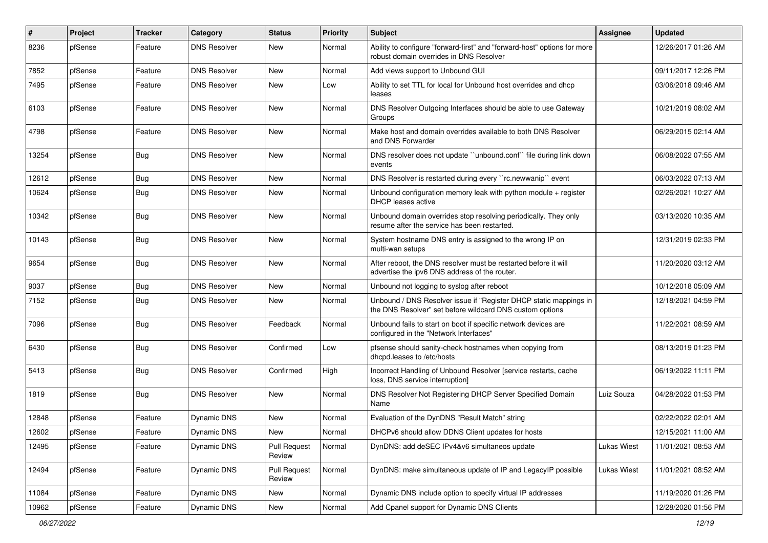| # | Project | Tracker | Category | Status | Priority | Subject | Assignee | Updated |
| --- | --- | --- | --- | --- | --- | --- | --- | --- |
| 8236 | pfSense | Feature | DNS Resolver | New | Normal | Ability to configure "forward-first" and "forward-host" options for more robust domain overrides in DNS Resolver | | 12/26/2017 01:26 AM |
| 7852 | pfSense | Feature | DNS Resolver | New | Normal | Add views support to Unbound GUI | | 09/11/2017 12:26 PM |
| 7495 | pfSense | Feature | DNS Resolver | New | Low | Ability to set TTL for local for Unbound host overrides and dhcp leases | | 03/06/2018 09:46 AM |
| 6103 | pfSense | Feature | DNS Resolver | New | Normal | DNS Resolver Outgoing Interfaces should be able to use Gateway Groups | | 10/21/2019 08:02 AM |
| 4798 | pfSense | Feature | DNS Resolver | New | Normal | Make host and domain overrides available to both DNS Resolver and DNS Forwarder | | 06/29/2015 02:14 AM |
| 13254 | pfSense | Bug | DNS Resolver | New | Normal | DNS resolver does not update ``unbound.conf`` file during link down events | | 06/08/2022 07:55 AM |
| 12612 | pfSense | Bug | DNS Resolver | New | Normal | DNS Resolver is restarted during every ``rc.newwanip`` event | | 06/03/2022 07:13 AM |
| 10624 | pfSense | Bug | DNS Resolver | New | Normal | Unbound configuration memory leak with python module + register DHCP leases active | | 02/26/2021 10:27 AM |
| 10342 | pfSense | Bug | DNS Resolver | New | Normal | Unbound domain overrides stop resolving periodically. They only resume after the service has been restarted. | | 03/13/2020 10:35 AM |
| 10143 | pfSense | Bug | DNS Resolver | New | Normal | System hostname DNS entry is assigned to the wrong IP on multi-wan setups | | 12/31/2019 02:33 PM |
| 9654 | pfSense | Bug | DNS Resolver | New | Normal | After reboot, the DNS resolver must be restarted before it will advertise the ipv6 DNS address of the router. | | 11/20/2020 03:12 AM |
| 9037 | pfSense | Bug | DNS Resolver | New | Normal | Unbound not logging to syslog after reboot | | 10/12/2018 05:09 AM |
| 7152 | pfSense | Bug | DNS Resolver | New | Normal | Unbound / DNS Resolver issue if "Register DHCP static mappings in the DNS Resolver" set before wildcard DNS custom options | | 12/18/2021 04:59 PM |
| 7096 | pfSense | Bug | DNS Resolver | Feedback | Normal | Unbound fails to start on boot if specific network devices are configured in the "Network Interfaces" | | 11/22/2021 08:59 AM |
| 6430 | pfSense | Bug | DNS Resolver | Confirmed | Low | pfsense should sanity-check hostnames when copying from dhcpd.leases to /etc/hosts | | 08/13/2019 01:23 PM |
| 5413 | pfSense | Bug | DNS Resolver | Confirmed | High | Incorrect Handling of Unbound Resolver [service restarts, cache loss, DNS service interruption] | | 06/19/2022 11:11 PM |
| 1819 | pfSense | Bug | DNS Resolver | New | Normal | DNS Resolver Not Registering DHCP Server Specified Domain Name | Luiz Souza | 04/28/2022 01:53 PM |
| 12848 | pfSense | Feature | Dynamic DNS | New | Normal | Evaluation of the DynDNS "Result Match" string | | 02/22/2022 02:01 AM |
| 12602 | pfSense | Feature | Dynamic DNS | New | Normal | DHCPv6 should allow DDNS Client updates for hosts | | 12/15/2021 11:00 AM |
| 12495 | pfSense | Feature | Dynamic DNS | Pull Request Review | Normal | DynDNS: add deSEC IPv4&v6 simultaneos update | Lukas Wiest | 11/01/2021 08:53 AM |
| 12494 | pfSense | Feature | Dynamic DNS | Pull Request Review | Normal | DynDNS: make simultaneous update of IP and LegacyIP possible | Lukas Wiest | 11/01/2021 08:52 AM |
| 11084 | pfSense | Feature | Dynamic DNS | New | Normal | Dynamic DNS include option to specify virtual IP addresses | | 11/19/2020 01:26 PM |
| 10962 | pfSense | Feature | Dynamic DNS | New | Normal | Add Cpanel support for Dynamic DNS Clients | | 12/28/2020 01:56 PM |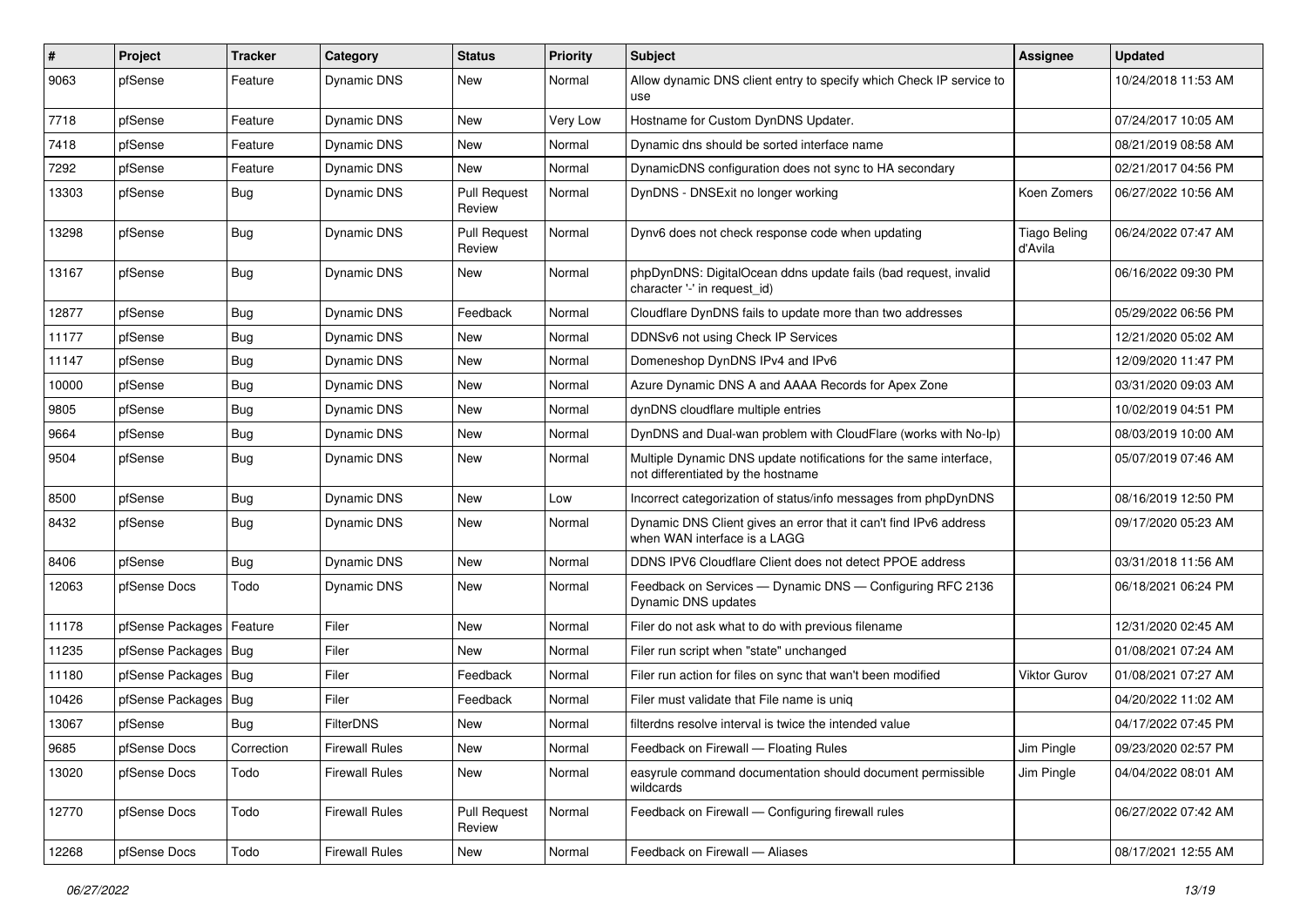| # | Project | Tracker | Category | Status | Priority | Subject | Assignee | Updated |
|---|---|---|---|---|---|---|---|---|
| 9063 | pfSense | Feature | Dynamic DNS | New | Normal | Allow dynamic DNS client entry to specify which Check IP service to use | | 10/24/2018 11:53 AM |
| 7718 | pfSense | Feature | Dynamic DNS | New | Very Low | Hostname for Custom DynDNS Updater. | | 07/24/2017 10:05 AM |
| 7418 | pfSense | Feature | Dynamic DNS | New | Normal | Dynamic dns should be sorted interface name | | 08/21/2019 08:58 AM |
| 7292 | pfSense | Feature | Dynamic DNS | New | Normal | DynamicDNS configuration does not sync to HA secondary | | 02/21/2017 04:56 PM |
| 13303 | pfSense | Bug | Dynamic DNS | Pull Request Review | Normal | DynDNS - DNSExit no longer working | Koen Zomers | 06/27/2022 10:56 AM |
| 13298 | pfSense | Bug | Dynamic DNS | Pull Request Review | Normal | Dynv6 does not check response code when updating | Tiago Beling d'Avila | 06/24/2022 07:47 AM |
| 13167 | pfSense | Bug | Dynamic DNS | New | Normal | phpDynDNS: DigitalOcean ddns update fails (bad request, invalid character '-' in request_id) | | 06/16/2022 09:30 PM |
| 12877 | pfSense | Bug | Dynamic DNS | Feedback | Normal | Cloudflare DynDNS fails to update more than two addresses | | 05/29/2022 06:56 PM |
| 11177 | pfSense | Bug | Dynamic DNS | New | Normal | DDNSv6 not using Check IP Services | | 12/21/2020 05:02 AM |
| 11147 | pfSense | Bug | Dynamic DNS | New | Normal | Domeneshop DynDNS IPv4 and IPv6 | | 12/09/2020 11:47 PM |
| 10000 | pfSense | Bug | Dynamic DNS | New | Normal | Azure Dynamic DNS A and AAAA Records for Apex Zone | | 03/31/2020 09:03 AM |
| 9805 | pfSense | Bug | Dynamic DNS | New | Normal | dynDNS cloudflare multiple entries | | 10/02/2019 04:51 PM |
| 9664 | pfSense | Bug | Dynamic DNS | New | Normal | DynDNS and Dual-wan problem with CloudFlare (works with No-Ip) | | 08/03/2019 10:00 AM |
| 9504 | pfSense | Bug | Dynamic DNS | New | Normal | Multiple Dynamic DNS update notifications for the same interface, not differentiated by the hostname | | 05/07/2019 07:46 AM |
| 8500 | pfSense | Bug | Dynamic DNS | New | Low | Incorrect categorization of status/info messages from phpDynDNS | | 08/16/2019 12:50 PM |
| 8432 | pfSense | Bug | Dynamic DNS | New | Normal | Dynamic DNS Client gives an error that it can't find IPv6 address when WAN interface is a LAGG | | 09/17/2020 05:23 AM |
| 8406 | pfSense | Bug | Dynamic DNS | New | Normal | DDNS IPV6 Cloudflare Client does not detect PPOE address | | 03/31/2018 11:56 AM |
| 12063 | pfSense Docs | Todo | Dynamic DNS | New | Normal | Feedback on Services — Dynamic DNS — Configuring RFC 2136 Dynamic DNS updates | | 06/18/2021 06:24 PM |
| 11178 | pfSense Packages | Feature | Filer | New | Normal | Filer do not ask what to do with previous filename | | 12/31/2020 02:45 AM |
| 11235 | pfSense Packages | Bug | Filer | New | Normal | Filer run script when "state" unchanged | | 01/08/2021 07:24 AM |
| 11180 | pfSense Packages | Bug | Filer | Feedback | Normal | Filer run action for files on sync that wan't been modified | Viktor Gurov | 01/08/2021 07:27 AM |
| 10426 | pfSense Packages | Bug | Filer | Feedback | Normal | Filer must validate that File name is uniq | | 04/20/2022 11:02 AM |
| 13067 | pfSense | Bug | FilterDNS | New | Normal | filterdns resolve interval is twice the intended value | | 04/17/2022 07:45 PM |
| 9685 | pfSense Docs | Correction | Firewall Rules | New | Normal | Feedback on Firewall — Floating Rules | Jim Pingle | 09/23/2020 02:57 PM |
| 13020 | pfSense Docs | Todo | Firewall Rules | New | Normal | easyrule command documentation should document permissible wildcards | Jim Pingle | 04/04/2022 08:01 AM |
| 12770 | pfSense Docs | Todo | Firewall Rules | Pull Request Review | Normal | Feedback on Firewall — Configuring firewall rules | | 06/27/2022 07:42 AM |
| 12268 | pfSense Docs | Todo | Firewall Rules | New | Normal | Feedback on Firewall — Aliases | | 08/17/2021 12:55 AM |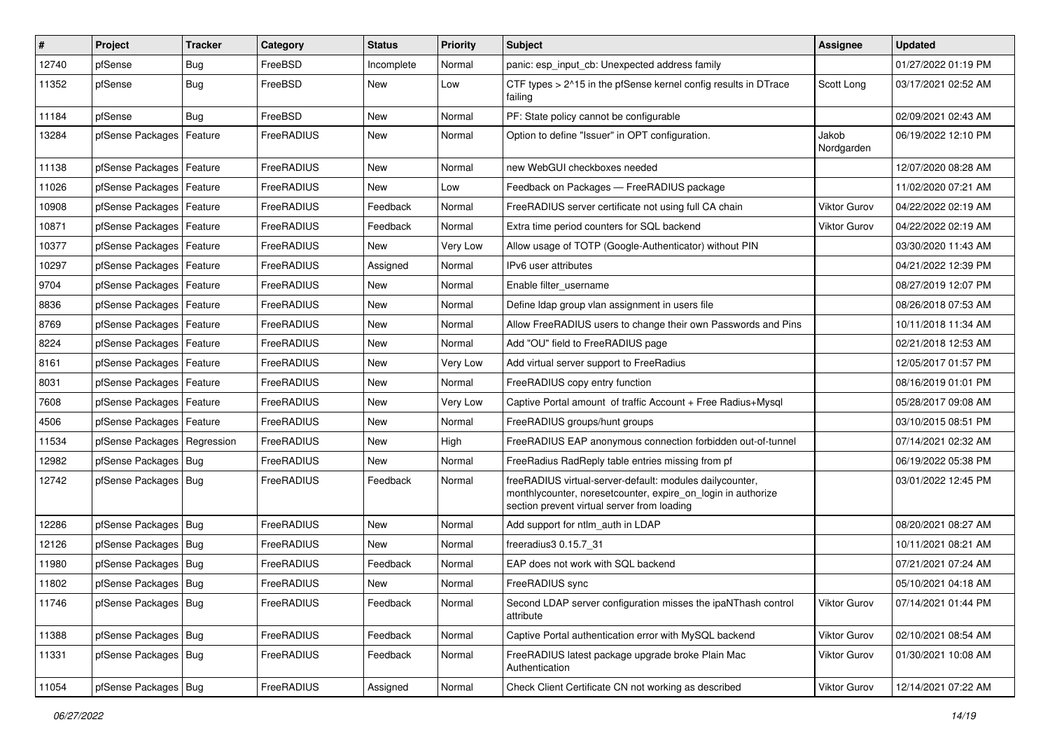| # | Project | Tracker | Category | Status | Priority | Subject | Assignee | Updated |
|---|---|---|---|---|---|---|---|---|
| 12740 | pfSense | Bug | FreeBSD | Incomplete | Normal | panic: esp_input_cb: Unexpected address family | | 01/27/2022 01:19 PM |
| 11352 | pfSense | Bug | FreeBSD | New | Low | CTF types > 2^15 in the pfSense kernel config results in DTrace failing | Scott Long | 03/17/2021 02:52 AM |
| 11184 | pfSense | Bug | FreeBSD | New | Normal | PF: State policy cannot be configurable | | 02/09/2021 02:43 AM |
| 13284 | pfSense Packages | Feature | FreeRADIUS | New | Normal | Option to define "Issuer" in OPT configuration. | Jakob Nordgarden | 06/19/2022 12:10 PM |
| 11138 | pfSense Packages | Feature | FreeRADIUS | New | Normal | new WebGUI checkboxes needed | | 12/07/2020 08:28 AM |
| 11026 | pfSense Packages | Feature | FreeRADIUS | New | Low | Feedback on Packages — FreeRADIUS package | | 11/02/2020 07:21 AM |
| 10908 | pfSense Packages | Feature | FreeRADIUS | Feedback | Normal | FreeRADIUS server certificate not using full CA chain | Viktor Gurov | 04/22/2022 02:19 AM |
| 10871 | pfSense Packages | Feature | FreeRADIUS | Feedback | Normal | Extra time period counters for SQL backend | Viktor Gurov | 04/22/2022 02:19 AM |
| 10377 | pfSense Packages | Feature | FreeRADIUS | New | Very Low | Allow usage of TOTP (Google-Authenticator) without PIN | | 03/30/2020 11:43 AM |
| 10297 | pfSense Packages | Feature | FreeRADIUS | Assigned | Normal | IPv6 user attributes | | 04/21/2022 12:39 PM |
| 9704 | pfSense Packages | Feature | FreeRADIUS | New | Normal | Enable filter_username | | 08/27/2019 12:07 PM |
| 8836 | pfSense Packages | Feature | FreeRADIUS | New | Normal | Define ldap group vlan assignment in users file | | 08/26/2018 07:53 AM |
| 8769 | pfSense Packages | Feature | FreeRADIUS | New | Normal | Allow FreeRADIUS users to change their own Passwords and Pins | | 10/11/2018 11:34 AM |
| 8224 | pfSense Packages | Feature | FreeRADIUS | New | Normal | Add "OU" field to FreeRADIUS page | | 02/21/2018 12:53 AM |
| 8161 | pfSense Packages | Feature | FreeRADIUS | New | Very Low | Add virtual server support to FreeRadius | | 12/05/2017 01:57 PM |
| 8031 | pfSense Packages | Feature | FreeRADIUS | New | Normal | FreeRADIUS copy entry function | | 08/16/2019 01:01 PM |
| 7608 | pfSense Packages | Feature | FreeRADIUS | New | Very Low | Captive Portal amount of traffic Account + Free Radius+Mysql | | 05/28/2017 09:08 AM |
| 4506 | pfSense Packages | Feature | FreeRADIUS | New | Normal | FreeRADIUS groups/hunt groups | | 03/10/2015 08:51 PM |
| 11534 | pfSense Packages | Regression | FreeRADIUS | New | High | FreeRADIUS EAP anonymous connection forbidden out-of-tunnel | | 07/14/2021 02:32 AM |
| 12982 | pfSense Packages | Bug | FreeRADIUS | New | Normal | FreeRadius RadReply table entries missing from pf | | 06/19/2022 05:38 PM |
| 12742 | pfSense Packages | Bug | FreeRADIUS | Feedback | Normal | freeRADIUS virtual-server-default: modules dailycounter, monthlycounter, noresetcounter, expire_on_login in authorize section prevent virtual server from loading | | 03/01/2022 12:45 PM |
| 12286 | pfSense Packages | Bug | FreeRADIUS | New | Normal | Add support for ntlm_auth in LDAP | | 08/20/2021 08:27 AM |
| 12126 | pfSense Packages | Bug | FreeRADIUS | New | Normal | freeradius3 0.15.7_31 | | 10/11/2021 08:21 AM |
| 11980 | pfSense Packages | Bug | FreeRADIUS | Feedback | Normal | EAP does not work with SQL backend | | 07/21/2021 07:24 AM |
| 11802 | pfSense Packages | Bug | FreeRADIUS | New | Normal | FreeRADIUS sync | | 05/10/2021 04:18 AM |
| 11746 | pfSense Packages | Bug | FreeRADIUS | Feedback | Normal | Second LDAP server configuration misses the ipaNThash control attribute | Viktor Gurov | 07/14/2021 01:44 PM |
| 11388 | pfSense Packages | Bug | FreeRADIUS | Feedback | Normal | Captive Portal authentication error with MySQL backend | Viktor Gurov | 02/10/2021 08:54 AM |
| 11331 | pfSense Packages | Bug | FreeRADIUS | Feedback | Normal | FreeRADIUS latest package upgrade broke Plain Mac Authentication | Viktor Gurov | 01/30/2021 10:08 AM |
| 11054 | pfSense Packages | Bug | FreeRADIUS | Assigned | Normal | Check Client Certificate CN not working as described | Viktor Gurov | 12/14/2021 07:22 AM |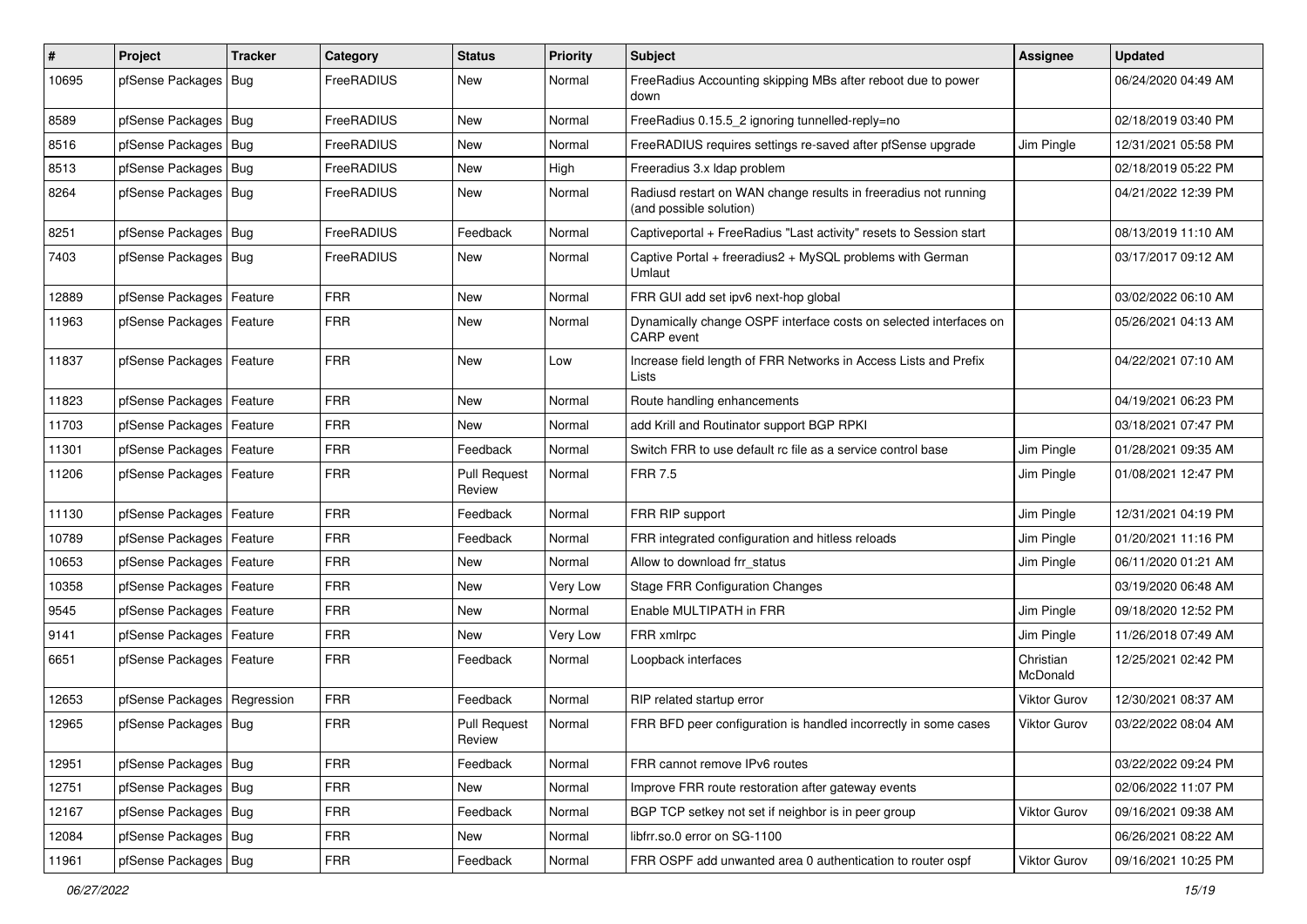| # | Project | Tracker | Category | Status | Priority | Subject | Assignee | Updated |
|---|---|---|---|---|---|---|---|---|
| 10695 | pfSense Packages | Bug | FreeRADIUS | New | Normal | FreeRadius Accounting skipping MBs after reboot due to power down | | 06/24/2020 04:49 AM |
| 8589 | pfSense Packages | Bug | FreeRADIUS | New | Normal | FreeRadius 0.15.5_2 ignoring tunnelled-reply=no | | 02/18/2019 03:40 PM |
| 8516 | pfSense Packages | Bug | FreeRADIUS | New | Normal | FreeRADIUS requires settings re-saved after pfSense upgrade | Jim Pingle | 12/31/2021 05:58 PM |
| 8513 | pfSense Packages | Bug | FreeRADIUS | New | High | Freeradius 3.x ldap problem | | 02/18/2019 05:22 PM |
| 8264 | pfSense Packages | Bug | FreeRADIUS | New | Normal | Radiusd restart on WAN change results in freeradius not running (and possible solution) | | 04/21/2022 12:39 PM |
| 8251 | pfSense Packages | Bug | FreeRADIUS | Feedback | Normal | Captiveportal + FreeRadius "Last activity" resets to Session start | | 08/13/2019 11:10 AM |
| 7403 | pfSense Packages | Bug | FreeRADIUS | New | Normal | Captive Portal + freeradius2 + MySQL problems with German Umlaut | | 03/17/2017 09:12 AM |
| 12889 | pfSense Packages | Feature | FRR | New | Normal | FRR GUI add set ipv6 next-hop global | | 03/02/2022 06:10 AM |
| 11963 | pfSense Packages | Feature | FRR | New | Normal | Dynamically change OSPF interface costs on selected interfaces on CARP event | | 05/26/2021 04:13 AM |
| 11837 | pfSense Packages | Feature | FRR | New | Low | Increase field length of FRR Networks in Access Lists and Prefix Lists | | 04/22/2021 07:10 AM |
| 11823 | pfSense Packages | Feature | FRR | New | Normal | Route handling enhancements | | 04/19/2021 06:23 PM |
| 11703 | pfSense Packages | Feature | FRR | New | Normal | add Krill and Routinator support BGP RPKI | | 03/18/2021 07:47 PM |
| 11301 | pfSense Packages | Feature | FRR | Feedback | Normal | Switch FRR to use default rc file as a service control base | Jim Pingle | 01/28/2021 09:35 AM |
| 11206 | pfSense Packages | Feature | FRR | Pull Request Review | Normal | FRR 7.5 | Jim Pingle | 01/08/2021 12:47 PM |
| 11130 | pfSense Packages | Feature | FRR | Feedback | Normal | FRR RIP support | Jim Pingle | 12/31/2021 04:19 PM |
| 10789 | pfSense Packages | Feature | FRR | Feedback | Normal | FRR integrated configuration and hitless reloads | Jim Pingle | 01/20/2021 11:16 PM |
| 10653 | pfSense Packages | Feature | FRR | New | Normal | Allow to download frr_status | Jim Pingle | 06/11/2020 01:21 AM |
| 10358 | pfSense Packages | Feature | FRR | New | Very Low | Stage FRR Configuration Changes | | 03/19/2020 06:48 AM |
| 9545 | pfSense Packages | Feature | FRR | New | Normal | Enable MULTIPATH in FRR | Jim Pingle | 09/18/2020 12:52 PM |
| 9141 | pfSense Packages | Feature | FRR | New | Very Low | FRR xmlrpc | Jim Pingle | 11/26/2018 07:49 AM |
| 6651 | pfSense Packages | Feature | FRR | Feedback | Normal | Loopback interfaces | Christian McDonald | 12/25/2021 02:42 PM |
| 12653 | pfSense Packages | Regression | FRR | Feedback | Normal | RIP related startup error | Viktor Gurov | 12/30/2021 08:37 AM |
| 12965 | pfSense Packages | Bug | FRR | Pull Request Review | Normal | FRR BFD peer configuration is handled incorrectly in some cases | Viktor Gurov | 03/22/2022 08:04 AM |
| 12951 | pfSense Packages | Bug | FRR | Feedback | Normal | FRR cannot remove IPv6 routes | | 03/22/2022 09:24 PM |
| 12751 | pfSense Packages | Bug | FRR | New | Normal | Improve FRR route restoration after gateway events | | 02/06/2022 11:07 PM |
| 12167 | pfSense Packages | Bug | FRR | Feedback | Normal | BGP TCP setkey not set if neighbor is in peer group | Viktor Gurov | 09/16/2021 09:38 AM |
| 12084 | pfSense Packages | Bug | FRR | New | Normal | libfrr.so.0 error on SG-1100 | | 06/26/2021 08:22 AM |
| 11961 | pfSense Packages | Bug | FRR | Feedback | Normal | FRR OSPF add unwanted area 0 authentication to router ospf | Viktor Gurov | 09/16/2021 10:25 PM |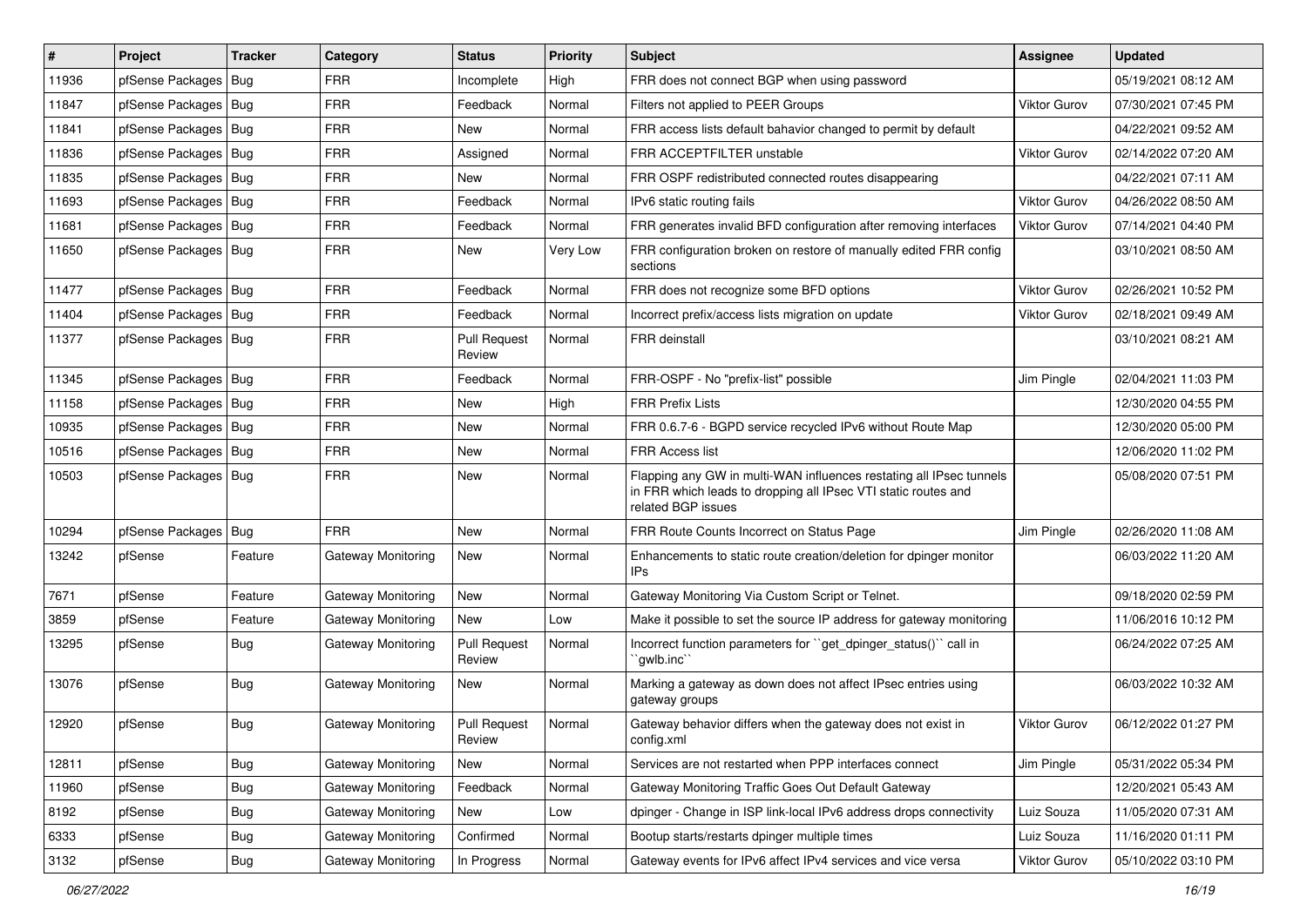| # | Project | Tracker | Category | Status | Priority | Subject | Assignee | Updated |
|---|---|---|---|---|---|---|---|---|
| 11936 | pfSense Packages | Bug | FRR | Incomplete | High | FRR does not connect BGP when using password | | 05/19/2021 08:12 AM |
| 11847 | pfSense Packages | Bug | FRR | Feedback | Normal | Filters not applied to PEER Groups | Viktor Gurov | 07/30/2021 07:45 PM |
| 11841 | pfSense Packages | Bug | FRR | New | Normal | FRR access lists default bahavior changed to permit by default | | 04/22/2021 09:52 AM |
| 11836 | pfSense Packages | Bug | FRR | Assigned | Normal | FRR ACCEPTFILTER unstable | Viktor Gurov | 02/14/2022 07:20 AM |
| 11835 | pfSense Packages | Bug | FRR | New | Normal | FRR OSPF redistributed connected routes disappearing | | 04/22/2021 07:11 AM |
| 11693 | pfSense Packages | Bug | FRR | Feedback | Normal | IPv6 static routing fails | Viktor Gurov | 04/26/2022 08:50 AM |
| 11681 | pfSense Packages | Bug | FRR | Feedback | Normal | FRR generates invalid BFD configuration after removing interfaces | Viktor Gurov | 07/14/2021 04:40 PM |
| 11650 | pfSense Packages | Bug | FRR | New | Very Low | FRR configuration broken on restore of manually edited FRR config sections | | 03/10/2021 08:50 AM |
| 11477 | pfSense Packages | Bug | FRR | Feedback | Normal | FRR does not recognize some BFD options | Viktor Gurov | 02/26/2021 10:52 PM |
| 11404 | pfSense Packages | Bug | FRR | Feedback | Normal | Incorrect prefix/access lists migration on update | Viktor Gurov | 02/18/2021 09:49 AM |
| 11377 | pfSense Packages | Bug | FRR | Pull Request Review | Normal | FRR deinstall | | 03/10/2021 08:21 AM |
| 11345 | pfSense Packages | Bug | FRR | Feedback | Normal | FRR-OSPF - No "prefix-list" possible | Jim Pingle | 02/04/2021 11:03 PM |
| 11158 | pfSense Packages | Bug | FRR | New | High | FRR Prefix Lists | | 12/30/2020 04:55 PM |
| 10935 | pfSense Packages | Bug | FRR | New | Normal | FRR 0.6.7-6 - BGPD service recycled IPv6 without Route Map | | 12/30/2020 05:00 PM |
| 10516 | pfSense Packages | Bug | FRR | New | Normal | FRR Access list | | 12/06/2020 11:02 PM |
| 10503 | pfSense Packages | Bug | FRR | New | Normal | Flapping any GW in multi-WAN influences restating all IPsec tunnels in FRR which leads to dropping all IPsec VTI static routes and related BGP issues | | 05/08/2020 07:51 PM |
| 10294 | pfSense Packages | Bug | FRR | New | Normal | FRR Route Counts Incorrect on Status Page | Jim Pingle | 02/26/2020 11:08 AM |
| 13242 | pfSense | Feature | Gateway Monitoring | New | Normal | Enhancements to static route creation/deletion for dpinger monitor IPs | | 06/03/2022 11:20 AM |
| 7671 | pfSense | Feature | Gateway Monitoring | New | Normal | Gateway Monitoring Via Custom Script or Telnet. | | 09/18/2020 02:59 PM |
| 3859 | pfSense | Feature | Gateway Monitoring | New | Low | Make it possible to set the source IP address for gateway monitoring | | 11/06/2016 10:12 PM |
| 13295 | pfSense | Bug | Gateway Monitoring | Pull Request Review | Normal | Incorrect function parameters for ``get_dpinger_status()`` call in ``gwlb.inc`` | | 06/24/2022 07:25 AM |
| 13076 | pfSense | Bug | Gateway Monitoring | New | Normal | Marking a gateway as down does not affect IPsec entries using gateway groups | | 06/03/2022 10:32 AM |
| 12920 | pfSense | Bug | Gateway Monitoring | Pull Request Review | Normal | Gateway behavior differs when the gateway does not exist in config.xml | Viktor Gurov | 06/12/2022 01:27 PM |
| 12811 | pfSense | Bug | Gateway Monitoring | New | Normal | Services are not restarted when PPP interfaces connect | Jim Pingle | 05/31/2022 05:34 PM |
| 11960 | pfSense | Bug | Gateway Monitoring | Feedback | Normal | Gateway Monitoring Traffic Goes Out Default Gateway | | 12/20/2021 05:43 AM |
| 8192 | pfSense | Bug | Gateway Monitoring | New | Low | dpinger - Change in ISP link-local IPv6 address drops connectivity | Luiz Souza | 11/05/2020 07:31 AM |
| 6333 | pfSense | Bug | Gateway Monitoring | Confirmed | Normal | Bootup starts/restarts dpinger multiple times | Luiz Souza | 11/16/2020 01:11 PM |
| 3132 | pfSense | Bug | Gateway Monitoring | In Progress | Normal | Gateway events for IPv6 affect IPv4 services and vice versa | Viktor Gurov | 05/10/2022 03:10 PM |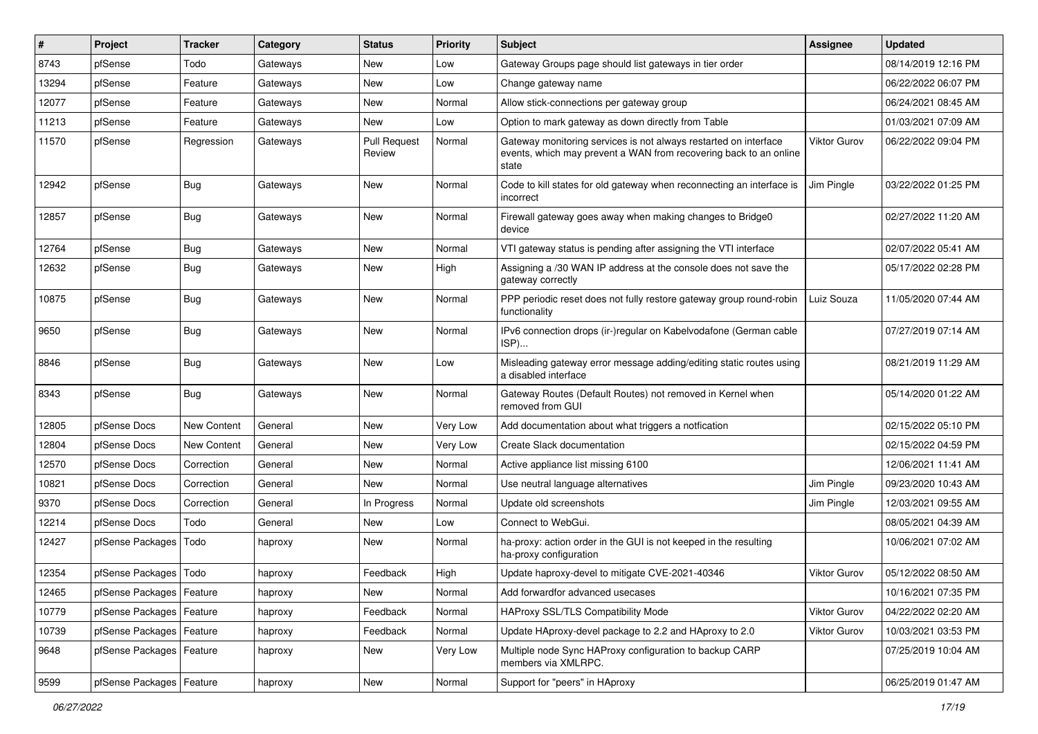| # | Project | Tracker | Category | Status | Priority | Subject | Assignee | Updated |
|---|---|---|---|---|---|---|---|---|
| 8743 | pfSense | Todo | Gateways | New | Low | Gateway Groups page should list gateways in tier order | | 08/14/2019 12:16 PM |
| 13294 | pfSense | Feature | Gateways | New | Low | Change gateway name | | 06/22/2022 06:07 PM |
| 12077 | pfSense | Feature | Gateways | New | Normal | Allow stick-connections per gateway group | | 06/24/2021 08:45 AM |
| 11213 | pfSense | Feature | Gateways | New | Low | Option to mark gateway as down directly from Table | | 01/03/2021 07:09 AM |
| 11570 | pfSense | Regression | Gateways | Pull Request Review | Normal | Gateway monitoring services is not always restarted on interface events, which may prevent a WAN from recovering back to an online state | Viktor Gurov | 06/22/2022 09:04 PM |
| 12942 | pfSense | Bug | Gateways | New | Normal | Code to kill states for old gateway when reconnecting an interface is incorrect | Jim Pingle | 03/22/2022 01:25 PM |
| 12857 | pfSense | Bug | Gateways | New | Normal | Firewall gateway goes away when making changes to Bridge0 device | | 02/27/2022 11:20 AM |
| 12764 | pfSense | Bug | Gateways | New | Normal | VTI gateway status is pending after assigning the VTI interface | | 02/07/2022 05:41 AM |
| 12632 | pfSense | Bug | Gateways | New | High | Assigning a /30 WAN IP address at the console does not save the gateway correctly | | 05/17/2022 02:28 PM |
| 10875 | pfSense | Bug | Gateways | New | Normal | PPP periodic reset does not fully restore gateway group round-robin functionality | Luiz Souza | 11/05/2020 07:44 AM |
| 9650 | pfSense | Bug | Gateways | New | Normal | IPv6 connection drops (ir-)regular on Kabelvodafone (German cable ISP)... | | 07/27/2019 07:14 AM |
| 8846 | pfSense | Bug | Gateways | New | Low | Misleading gateway error message adding/editing static routes using a disabled interface | | 08/21/2019 11:29 AM |
| 8343 | pfSense | Bug | Gateways | New | Normal | Gateway Routes (Default Routes) not removed in Kernel when removed from GUI | | 05/14/2020 01:22 AM |
| 12805 | pfSense Docs | New Content | General | New | Very Low | Add documentation about what triggers a notfication | | 02/15/2022 05:10 PM |
| 12804 | pfSense Docs | New Content | General | New | Very Low | Create Slack documentation | | 02/15/2022 04:59 PM |
| 12570 | pfSense Docs | Correction | General | New | Normal | Active appliance list missing 6100 | | 12/06/2021 11:41 AM |
| 10821 | pfSense Docs | Correction | General | New | Normal | Use neutral language alternatives | Jim Pingle | 09/23/2020 10:43 AM |
| 9370 | pfSense Docs | Correction | General | In Progress | Normal | Update old screenshots | Jim Pingle | 12/03/2021 09:55 AM |
| 12214 | pfSense Docs | Todo | General | New | Low | Connect to WebGui. | | 08/05/2021 04:39 AM |
| 12427 | pfSense Packages | Todo | haproxy | New | Normal | ha-proxy: action order in the GUI is not keeped in the resulting ha-proxy configuration | | 10/06/2021 07:02 AM |
| 12354 | pfSense Packages | Todo | haproxy | Feedback | High | Update haproxy-devel to mitigate CVE-2021-40346 | Viktor Gurov | 05/12/2022 08:50 AM |
| 12465 | pfSense Packages | Feature | haproxy | New | Normal | Add forwardfor advanced usecases | | 10/16/2021 07:35 PM |
| 10779 | pfSense Packages | Feature | haproxy | Feedback | Normal | HAProxy SSL/TLS Compatibility Mode | Viktor Gurov | 04/22/2022 02:20 AM |
| 10739 | pfSense Packages | Feature | haproxy | Feedback | Normal | Update HAproxy-devel package to 2.2 and HAproxy to 2.0 | Viktor Gurov | 10/03/2021 03:53 PM |
| 9648 | pfSense Packages | Feature | haproxy | New | Very Low | Multiple node Sync HAProxy configuration to backup CARP members via XMLRPC. | | 07/25/2019 10:04 AM |
| 9599 | pfSense Packages | Feature | haproxy | New | Normal | Support for "peers" in HAproxy | | 06/25/2019 01:47 AM |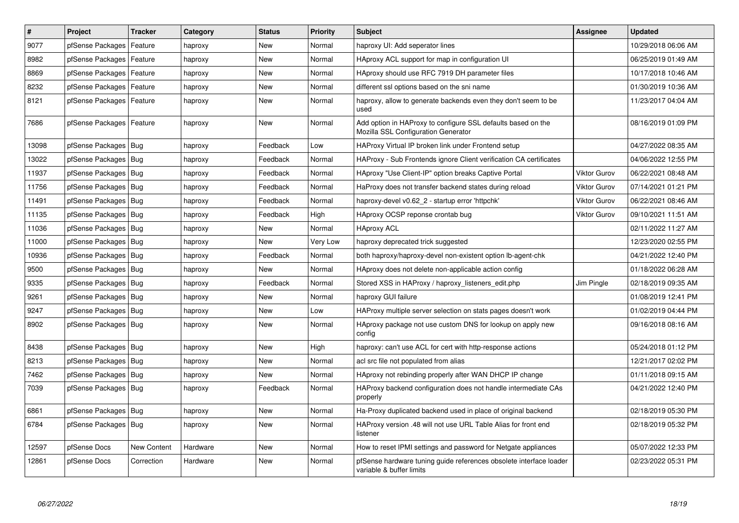| # | Project | Tracker | Category | Status | Priority | Subject | Assignee | Updated |
|---|---|---|---|---|---|---|---|---|
| 9077 | pfSense Packages | Feature | haproxy | New | Normal | haproxy UI: Add seperator lines | | 10/29/2018 06:06 AM |
| 8982 | pfSense Packages | Feature | haproxy | New | Normal | HAproxy ACL support for map in configuration UI | | 06/25/2019 01:49 AM |
| 8869 | pfSense Packages | Feature | haproxy | New | Normal | HAproxy should use RFC 7919 DH parameter files | | 10/17/2018 10:46 AM |
| 8232 | pfSense Packages | Feature | haproxy | New | Normal | different ssl options based on the sni name | | 01/30/2019 10:36 AM |
| 8121 | pfSense Packages | Feature | haproxy | New | Normal | haproxy, allow to generate backends even they don't seem to be used | | 11/23/2017 04:04 AM |
| 7686 | pfSense Packages | Feature | haproxy | New | Normal | Add option in HAProxy to configure SSL defaults based on the Mozilla SSL Configuration Generator | | 08/16/2019 01:09 PM |
| 13098 | pfSense Packages | Bug | haproxy | Feedback | Low | HAProxy Virtual IP broken link under Frontend setup | | 04/27/2022 08:35 AM |
| 13022 | pfSense Packages | Bug | haproxy | Feedback | Normal | HAProxy - Sub Frontends ignore Client verification CA certificates | | 04/06/2022 12:55 PM |
| 11937 | pfSense Packages | Bug | haproxy | Feedback | Normal | HAproxy "Use Client-IP" option breaks Captive Portal | Viktor Gurov | 06/22/2021 08:48 AM |
| 11756 | pfSense Packages | Bug | haproxy | Feedback | Normal | HaProxy does not transfer backend states during reload | Viktor Gurov | 07/14/2021 01:21 PM |
| 11491 | pfSense Packages | Bug | haproxy | Feedback | Normal | haproxy-devel v0.62_2 - startup error 'httpchk' | Viktor Gurov | 06/22/2021 08:46 AM |
| 11135 | pfSense Packages | Bug | haproxy | Feedback | High | HAproxy OCSP reponse crontab bug | Viktor Gurov | 09/10/2021 11:51 AM |
| 11036 | pfSense Packages | Bug | haproxy | New | Normal | HAproxy ACL | | 02/11/2022 11:27 AM |
| 11000 | pfSense Packages | Bug | haproxy | New | Very Low | haproxy deprecated trick suggested | | 12/23/2020 02:55 PM |
| 10936 | pfSense Packages | Bug | haproxy | Feedback | Normal | both haproxy/haproxy-devel non-existent option lb-agent-chk | | 04/21/2022 12:40 PM |
| 9500 | pfSense Packages | Bug | haproxy | New | Normal | HAproxy does not delete non-applicable action config | | 01/18/2022 06:28 AM |
| 9335 | pfSense Packages | Bug | haproxy | Feedback | Normal | Stored XSS in HAProxy / haproxy_listeners_edit.php | Jim Pingle | 02/18/2019 09:35 AM |
| 9261 | pfSense Packages | Bug | haproxy | New | Normal | haproxy GUI failure | | 01/08/2019 12:41 PM |
| 9247 | pfSense Packages | Bug | haproxy | New | Low | HAProxy multiple server selection on stats pages doesn't work | | 01/02/2019 04:44 PM |
| 8902 | pfSense Packages | Bug | haproxy | New | Normal | HAproxy package not use custom DNS for lookup on apply new config | | 09/16/2018 08:16 AM |
| 8438 | pfSense Packages | Bug | haproxy | New | High | haproxy: can't use ACL for cert with http-response actions | | 05/24/2018 01:12 PM |
| 8213 | pfSense Packages | Bug | haproxy | New | Normal | acl src file not populated from alias | | 12/21/2017 02:02 PM |
| 7462 | pfSense Packages | Bug | haproxy | New | Normal | HAproxy not rebinding properly after WAN DHCP IP change | | 01/11/2018 09:15 AM |
| 7039 | pfSense Packages | Bug | haproxy | Feedback | Normal | HAProxy backend configuration does not handle intermediate CAs properly | | 04/21/2022 12:40 PM |
| 6861 | pfSense Packages | Bug | haproxy | New | Normal | Ha-Proxy duplicated backend used in place of original backend | | 02/18/2019 05:30 PM |
| 6784 | pfSense Packages | Bug | haproxy | New | Normal | HAProxy version .48 will not use URL Table Alias for front end listener | | 02/18/2019 05:32 PM |
| 12597 | pfSense Docs | New Content | Hardware | New | Normal | How to reset IPMI settings and password for Netgate appliances | | 05/07/2022 12:33 PM |
| 12861 | pfSense Docs | Correction | Hardware | New | Normal | pfSense hardware tuning guide references obsolete interface loader variable & buffer limits | | 02/23/2022 05:31 PM |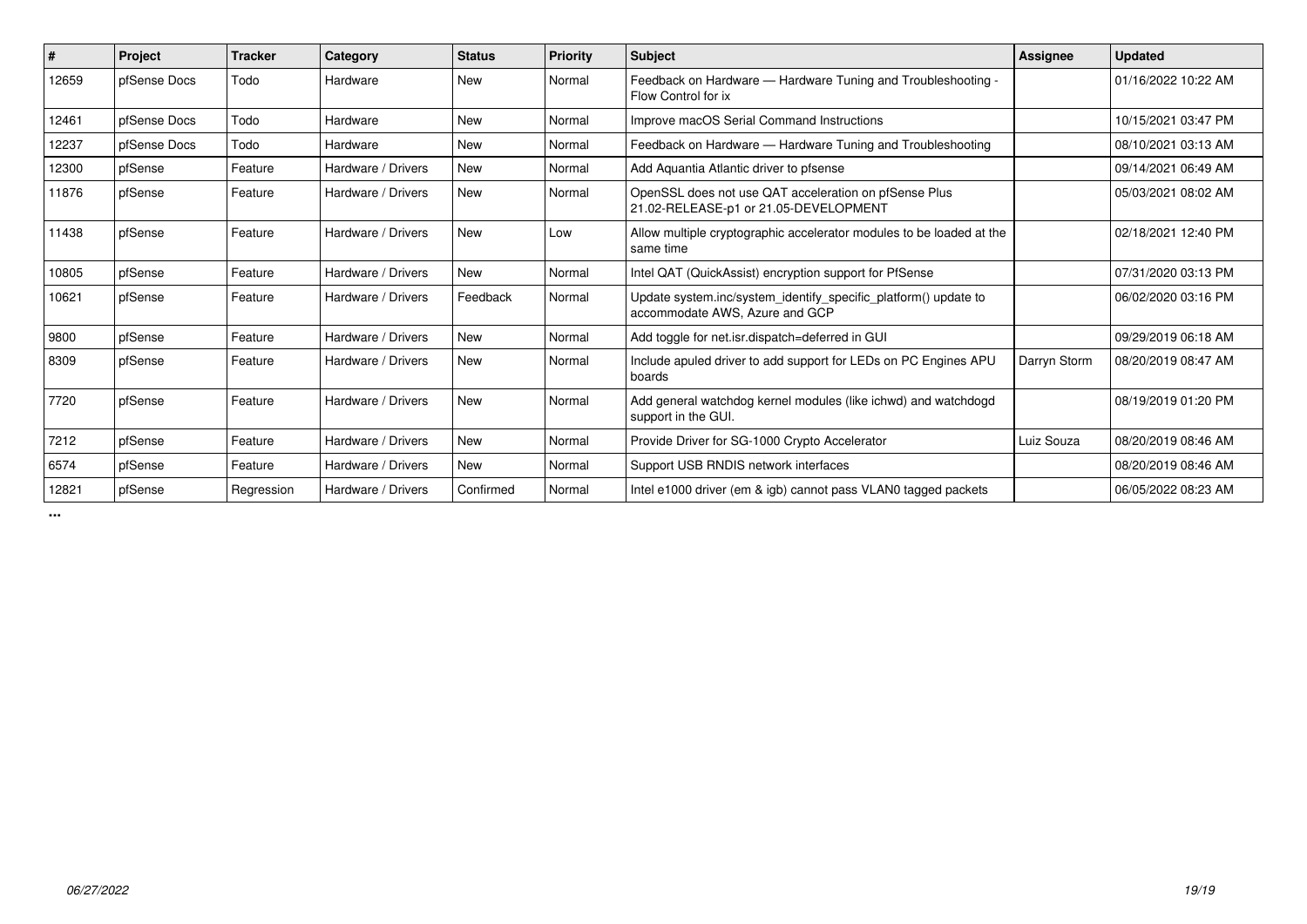| # | Project | Tracker | Category | Status | Priority | Subject | Assignee | Updated |
|---|---|---|---|---|---|---|---|---|
| 12659 | pfSense Docs | Todo | Hardware | New | Normal | Feedback on Hardware — Hardware Tuning and Troubleshooting - Flow Control for ix | | 01/16/2022 10:22 AM |
| 12461 | pfSense Docs | Todo | Hardware | New | Normal | Improve macOS Serial Command Instructions | | 10/15/2021 03:47 PM |
| 12237 | pfSense Docs | Todo | Hardware | New | Normal | Feedback on Hardware — Hardware Tuning and Troubleshooting | | 08/10/2021 03:13 AM |
| 12300 | pfSense | Feature | Hardware / Drivers | New | Normal | Add Aquantia Atlantic driver to pfsense | | 09/14/2021 06:49 AM |
| 11876 | pfSense | Feature | Hardware / Drivers | New | Normal | OpenSSL does not use QAT acceleration on pfSense Plus 21.02-RELEASE-p1 or 21.05-DEVELOPMENT | | 05/03/2021 08:02 AM |
| 11438 | pfSense | Feature | Hardware / Drivers | New | Low | Allow multiple cryptographic accelerator modules to be loaded at the same time | | 02/18/2021 12:40 PM |
| 10805 | pfSense | Feature | Hardware / Drivers | New | Normal | Intel QAT (QuickAssist) encryption support for PfSense | | 07/31/2020 03:13 PM |
| 10621 | pfSense | Feature | Hardware / Drivers | Feedback | Normal | Update system.inc/system_identify_specific_platform() update to accommodate AWS, Azure and GCP | | 06/02/2020 03:16 PM |
| 9800 | pfSense | Feature | Hardware / Drivers | New | Normal | Add toggle for net.isr.dispatch=deferred in GUI | | 09/29/2019 06:18 AM |
| 8309 | pfSense | Feature | Hardware / Drivers | New | Normal | Include apuled driver to add support for LEDs on PC Engines APU boards | Darryn Storm | 08/20/2019 08:47 AM |
| 7720 | pfSense | Feature | Hardware / Drivers | New | Normal | Add general watchdog kernel modules (like ichwd) and watchdogd support in the GUI. | | 08/19/2019 01:20 PM |
| 7212 | pfSense | Feature | Hardware / Drivers | New | Normal | Provide Driver for SG-1000 Crypto Accelerator | Luiz Souza | 08/20/2019 08:46 AM |
| 6574 | pfSense | Feature | Hardware / Drivers | New | Normal | Support USB RNDIS network interfaces | | 08/20/2019 08:46 AM |
| 12821 | pfSense | Regression | Hardware / Drivers | Confirmed | Normal | Intel e1000 driver (em & igb) cannot pass VLAN0 tagged packets | | 06/05/2022 08:23 AM |

...